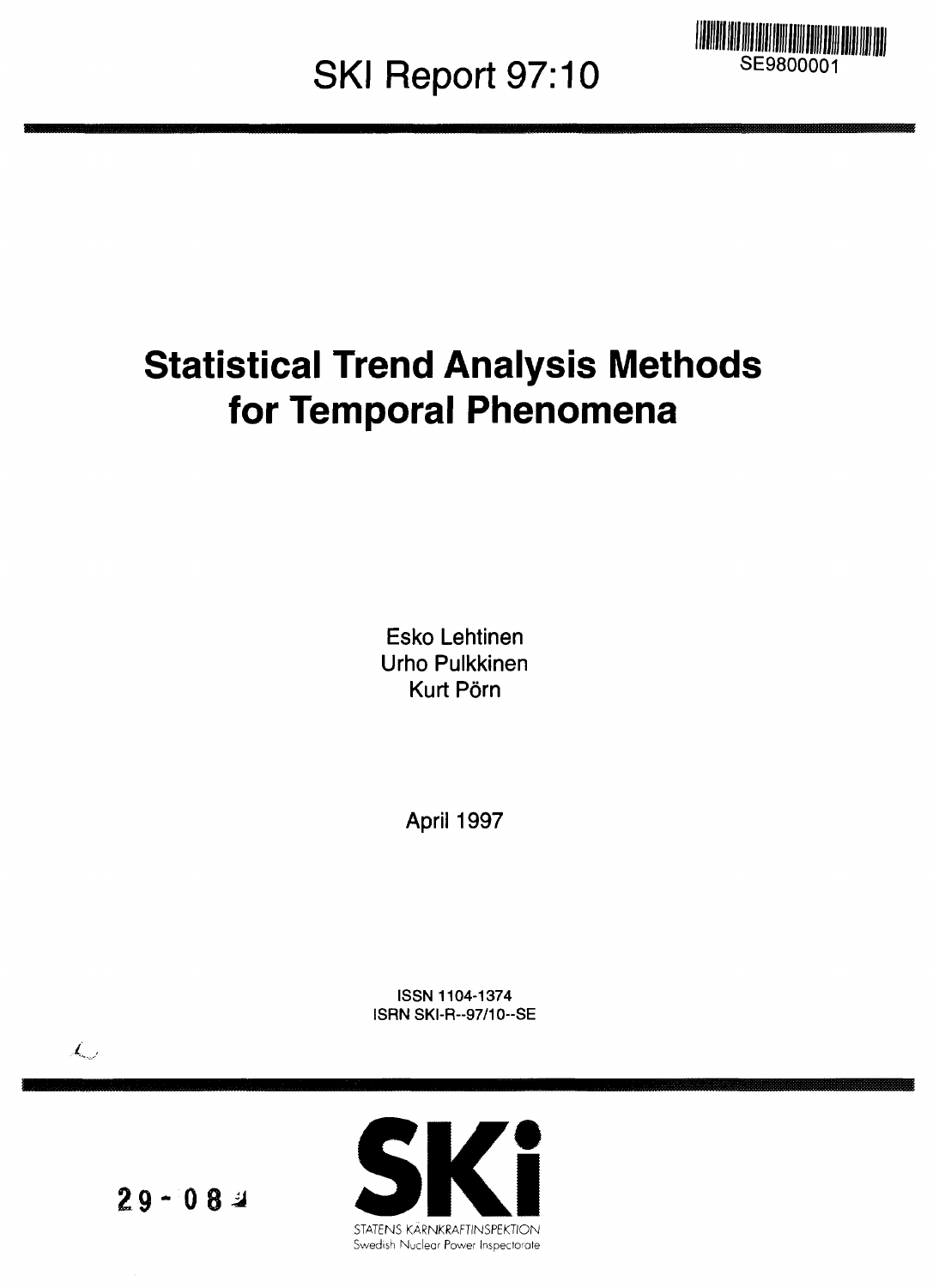SE9800001

# SKI Report 97:10

# Statistical Trend Analysis Methods for Temporal Phenomena

Esko Lehtinen
Urho Pulkkinen
Kurt Pörn

April 1997

ISSN 1104-1374
ISRN SKI-R--97/10--SE

29-08

SKi

STATENS KÄRNKRAFTINSPEKTION
Swedish Nuclear Power Inspectorate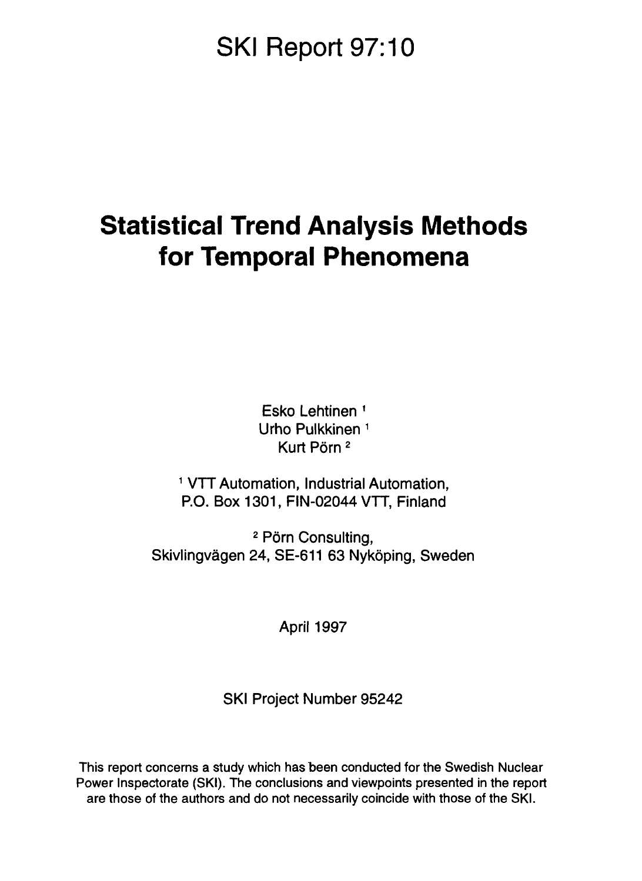# SKI Report 97:10

# Statistical Trend Analysis Methods for Temporal Phenomena

Esko Lehtinen [1]
Urho Pulkkinen [1]
Kurt Pörn [2]

[1] VTT Automation, Industrial Automation,
P.O. Box 1301, FIN-02044 VTT, Finland

[2] Pörn Consulting,
Skivlingvägen 24, SE-611 63 Nyköping, Sweden

April 1997

SKI Project Number 95242

This report concerns a study which has been conducted for the Swedish Nuclear Power Inspectorate (SKI). The conclusions and viewpoints presented in the report are those of the authors and do not necessarily coincide with those of the SKI.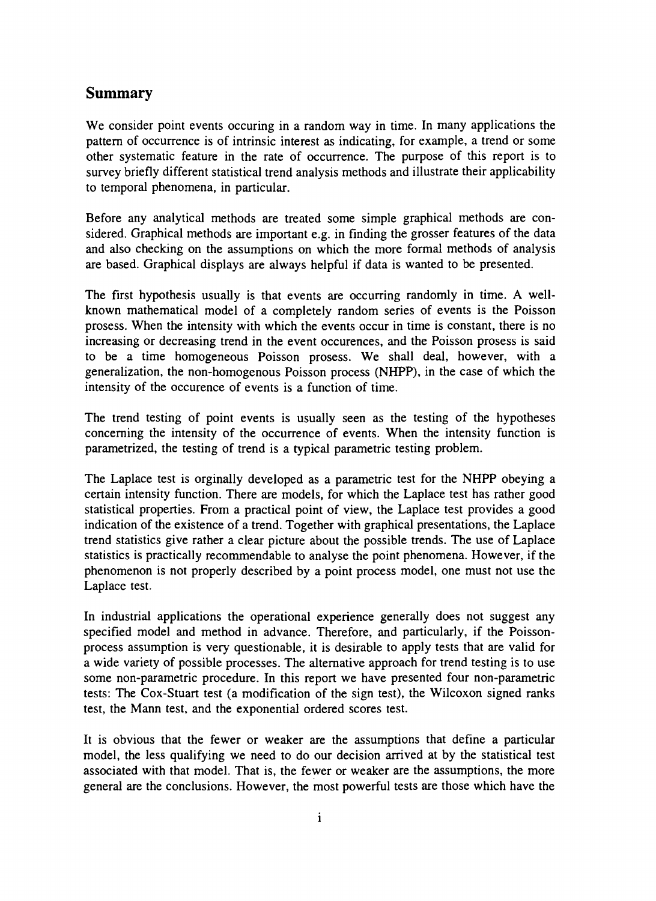## Summary

We consider point events occuring in a random way in time. In many applications the pattern of occurrence is of intrinsic interest as indicating, for example, a trend or some other systematic feature in the rate of occurrence. The purpose of this report is to survey briefly different statistical trend analysis methods and illustrate their applicability to temporal phenomena, in particular.

Before any analytical methods are treated some simple graphical methods are considered. Graphical methods are important e.g. in finding the grosser features of the data and also checking on the assumptions on which the more formal methods of analysis are based. Graphical displays are always helpful if data is wanted to be presented.

The first hypothesis usually is that events are occurring randomly in time. A well-known mathematical model of a completely random series of events is the Poisson prosess. When the intensity with which the events occur in time is constant, there is no increasing or decreasing trend in the event occurences, and the Poisson prosess is said to be a time homogeneous Poisson prosess. We shall deal, however, with a generalization, the non-homogenous Poisson process (NHPP), in the case of which the intensity of the occurence of events is a function of time.

The trend testing of point events is usually seen as the testing of the hypotheses concerning the intensity of the occurrence of events. When the intensity function is parametrized, the testing of trend is a typical parametric testing problem.

The Laplace test is orginally developed as a parametric test for the NHPP obeying a certain intensity function. There are models, for which the Laplace test has rather good statistical properties. From a practical point of view, the Laplace test provides a good indication of the existence of a trend. Together with graphical presentations, the Laplace trend statistics give rather a clear picture about the possible trends. The use of Laplace statistics is practically recommendable to analyse the point phenomena. However, if the phenomenon is not properly described by a point process model, one must not use the Laplace test.

In industrial applications the operational experience generally does not suggest any specified model and method in advance. Therefore, and particularly, if the Poisson-process assumption is very questionable, it is desirable to apply tests that are valid for a wide variety of possible processes. The alternative approach for trend testing is to use some non-parametric procedure. In this report we have presented four non-parametric tests: The Cox-Stuart test (a modification of the sign test), the Wilcoxon signed ranks test, the Mann test, and the exponential ordered scores test.

It is obvious that the fewer or weaker are the assumptions that define a particular model, the less qualifying we need to do our decision arrived at by the statistical test associated with that model. That is, the fewer or weaker are the assumptions, the more general are the conclusions. However, the most powerful tests are those which have the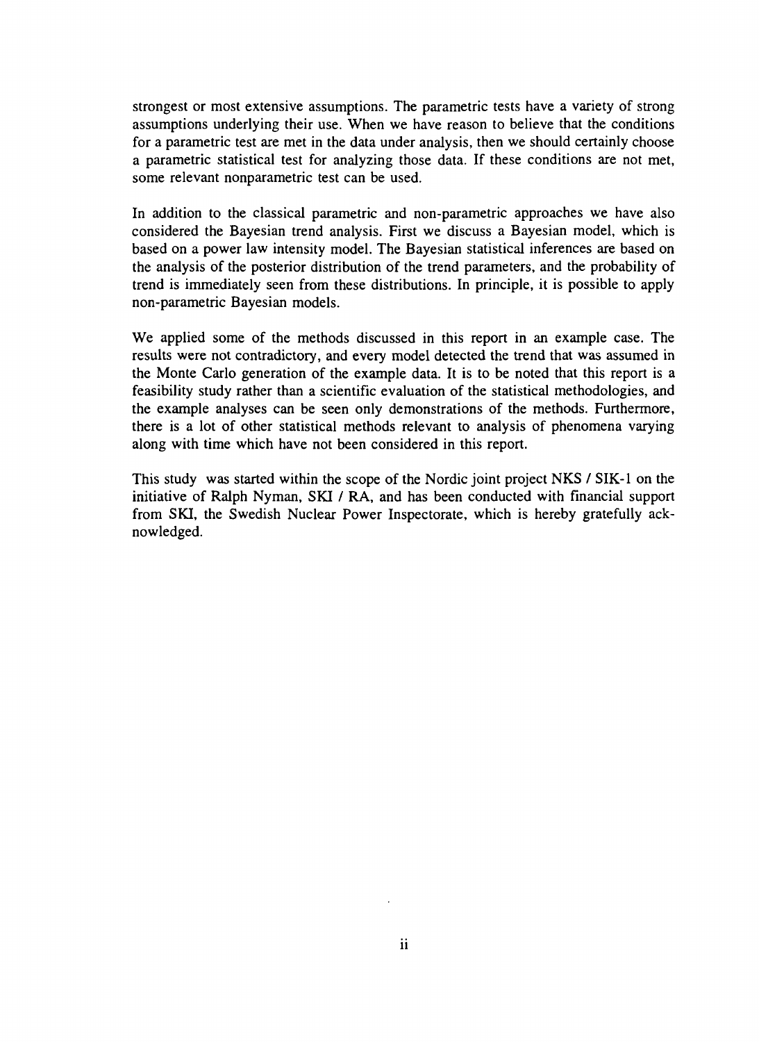strongest or most extensive assumptions. The parametric tests have a variety of strong assumptions underlying their use. When we have reason to believe that the conditions for a parametric test are met in the data under analysis, then we should certainly choose a parametric statistical test for analyzing those data. If these conditions are not met, some relevant nonparametric test can be used.

In addition to the classical parametric and non-parametric approaches we have also considered the Bayesian trend analysis. First we discuss a Bayesian model, which is based on a power law intensity model. The Bayesian statistical inferences are based on the analysis of the posterior distribution of the trend parameters, and the probability of trend is immediately seen from these distributions. In principle, it is possible to apply non-parametric Bayesian models.

We applied some of the methods discussed in this report in an example case. The results were not contradictory, and every model detected the trend that was assumed in the Monte Carlo generation of the example data. It is to be noted that this report is a feasibility study rather than a scientific evaluation of the statistical methodologies, and the example analyses can be seen only demonstrations of the methods. Furthermore, there is a lot of other statistical methods relevant to analysis of phenomena varying along with time which have not been considered in this report.

This study was started within the scope of the Nordic joint project NKS / SIK-1 on the initiative of Ralph Nyman, SKI / RA, and has been conducted with financial support from SKI, the Swedish Nuclear Power Inspectorate, which is hereby gratefully acknowledged.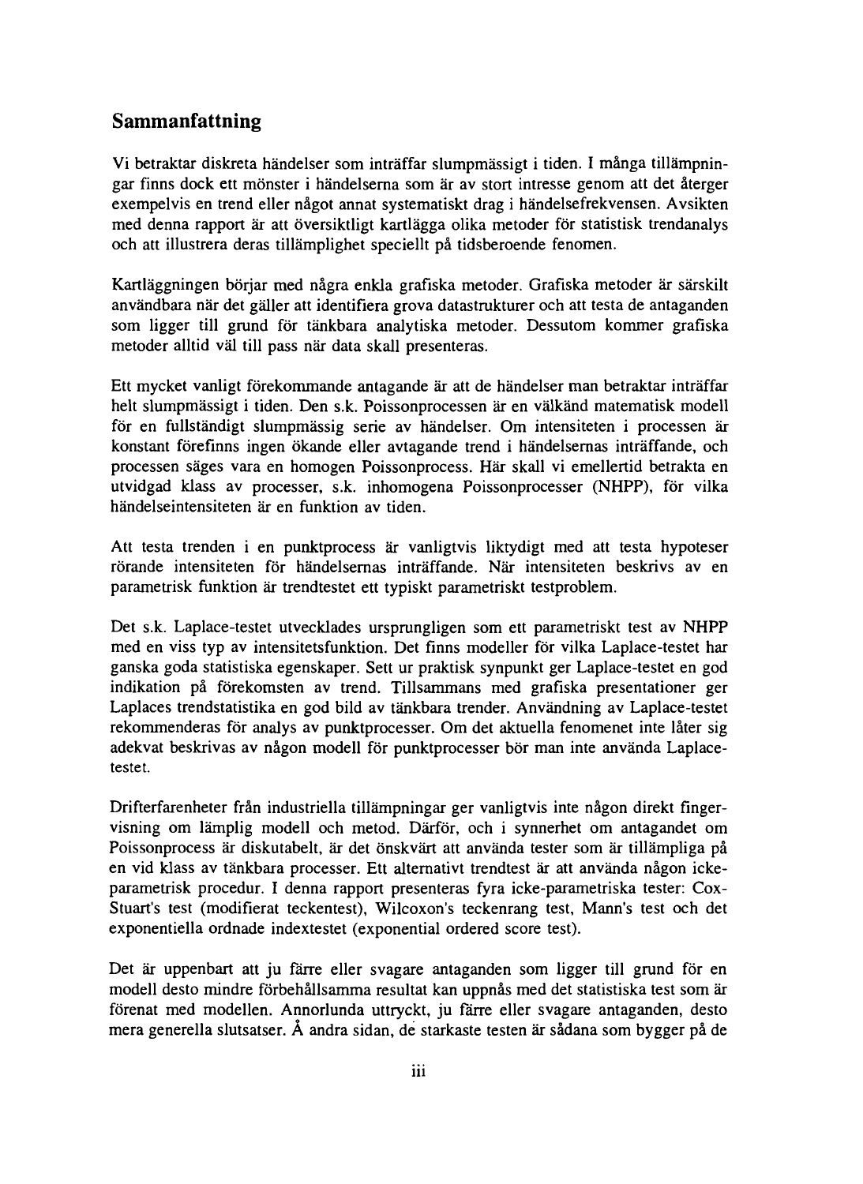## Sammanfattning

Vi betraktar diskreta händelser som inträffar slumpmässigt i tiden. I många tillämpningar finns dock ett mönster i händelserna som är av stort intresse genom att det återger exempelvis en trend eller något annat systematiskt drag i händelsefrekvensen. Avsikten med denna rapport är att översiktligt kartlägga olika metoder för statistisk trendanalys och att illustrera deras tillämplighet speciellt på tidsberoende fenomen.

Kartläggningen börjar med några enkla grafiska metoder. Grafiska metoder är särskilt användbara när det gäller att identifiera grova datastrukturer och att testa de antaganden som ligger till grund för tänkbara analytiska metoder. Dessutom kommer grafiska metoder alltid väl till pass när data skall presenteras.

Ett mycket vanligt förekommande antagande är att de händelser man betraktar inträffar helt slumpmässigt i tiden. Den s.k. Poissonprocessen är en välkänd matematisk modell för en fullständigt slumpmässig serie av händelser. Om intensiteten i processen är konstant förefinns ingen ökande eller avtagande trend i händelsernas inträffande, och processen säges vara en homogen Poissonprocess. Här skall vi emellertid betrakta en utvidgad klass av processer, s.k. inhomogena Poissonprocesser (NHPP), för vilka händelseintensiteten är en funktion av tiden.

Att testa trenden i en punktprocess är vanligtvis liktydigt med att testa hypoteser rörande intensiteten för händelsernas inträffande. När intensiteten beskrivs av en parametrisk funktion är trendtestet ett typiskt parametriskt testproblem.

Det s.k. Laplace-testet utvecklades ursprungligen som ett parametriskt test av NHPP med en viss typ av intensitetsfunktion. Det finns modeller för vilka Laplace-testet har ganska goda statistiska egenskaper. Sett ur praktisk synpunkt ger Laplace-testet en god indikation på förekomsten av trend. Tillsammans med grafiska presentationer ger Laplaces trendstatistika en god bild av tänkbara trender. Användning av Laplace-testet rekommenderas för analys av punktprocesser. Om det aktuella fenomenet inte låter sig adekvat beskrivas av någon modell för punktprocesser bör man inte använda Laplace-testet.

Drifterfarenheter från industriella tillämpningar ger vanligtvis inte någon direkt fingervisning om lämplig modell och metod. Därför, och i synnerhet om antagandet om Poissonprocess är diskutabelt, är det önskvärt att använda tester som är tillämpliga på en vid klass av tänkbara processer. Ett alternativt trendtest är att använda någon icke-parametrisk procedur. I denna rapport presenteras fyra icke-parametriska tester: Cox-Stuart's test (modifierat teckentest), Wilcoxon's teckenrang test, Mann's test och det exponentiella ordnade indextestet (exponential ordered score test).

Det är uppenbart att ju färre eller svagare antaganden som ligger till grund för en modell desto mindre förbehållsamma resultat kan uppnås med det statistiska test som är förenat med modellen. Annorlunda uttryckt, ju färre eller svagare antaganden, desto mera generella slutsatser. Å andra sidan, de starkaste testen är sådana som bygger på de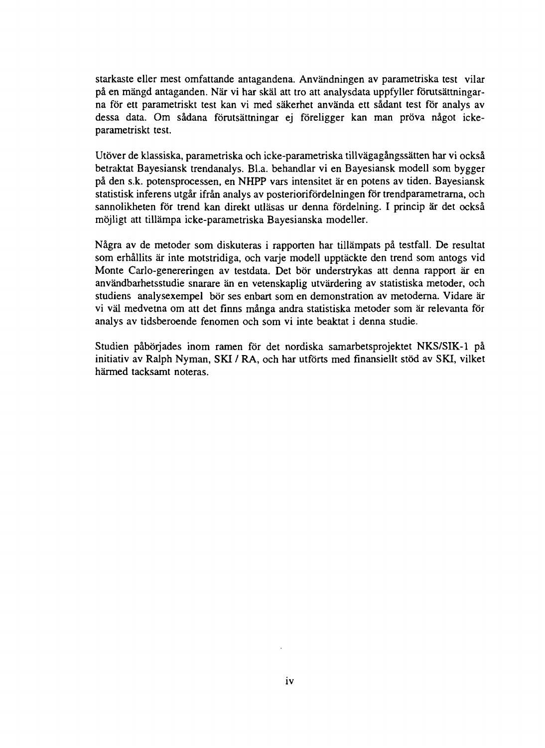starkaste eller mest omfattande antagandena. Användningen av parametriska test vilar på en mängd antaganden. När vi har skäl att tro att analysdata uppfyller förutsättningarna för ett parametriskt test kan vi med säkerhet använda ett sådant test för analys av dessa data. Om sådana förutsättningar ej föreligger kan man pröva något icke-parametriskt test.

Utöver de klassiska, parametriska och icke-parametriska tillvägagångssätten har vi också betraktat Bayesiansk trendanalys. Bl.a. behandlar vi en Bayesiansk modell som bygger på den s.k. potensprocessen, en NHPP vars intensitet är en potens av tiden. Bayesiansk statistisk inferens utgår ifrån analys av posteriorifördelningen för trendparametrarna, och sannolikheten för trend kan direkt utläsas ur denna fördelning. I princip är det också möjligt att tillämpa icke-parametriska Bayesianska modeller.

Några av de metoder som diskuteras i rapporten har tillämpats på testfall. De resultat som erhållits är inte motstridiga, och varje modell upptäckte den trend som antogs vid Monte Carlo-genereringen av testdata. Det bör understrykas att denna rapport är en användbarhetsstudie snarare än en vetenskaplig utvärdering av statistiska metoder, och studiens analysexempel bör ses enbart som en demonstration av metoderna. Vidare är vi väl medvetna om att det finns många andra statistiska metoder som är relevanta för analys av tidsberoende fenomen och som vi inte beaktat i denna studie.

Studien påbörjades inom ramen för det nordiska samarbetsprojektet NKS/SIK-1 på initiativ av Ralph Nyman, SKI / RA, och har utförts med finansiellt stöd av SKI, vilket härmed tacksamt noteras.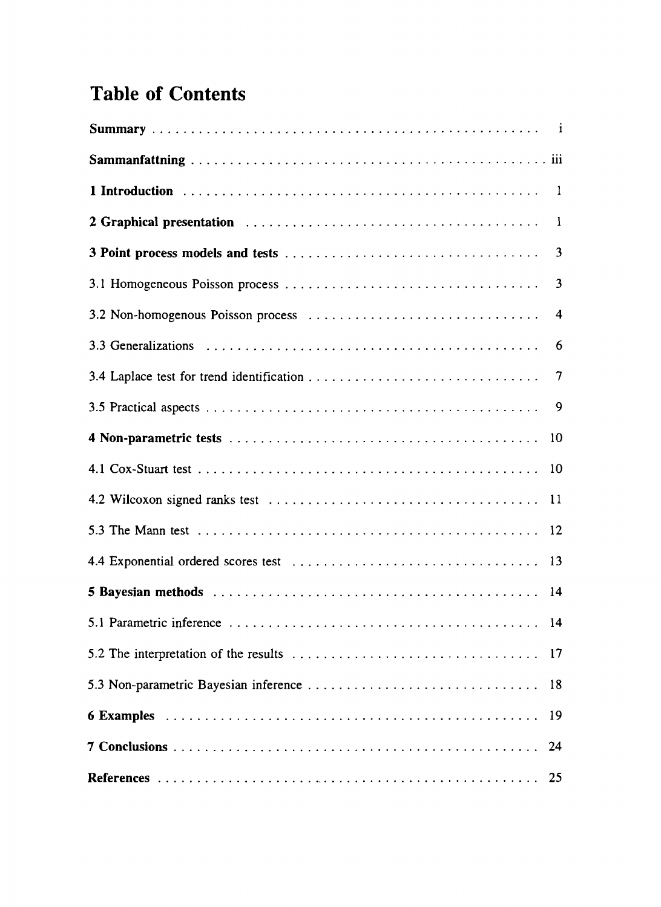# Table of Contents

**Summary** . . . . . . . . . . . . . . . . . . . . . . . . . . . . . . . . . . . . . . . . . . . . . i

**Sammanfattning** . . . . . . . . . . . . . . . . . . . . . . . . . . . . . . . . . . . . . . . . iii

**1 Introduction** . . . . . . . . . . . . . . . . . . . . . . . . . . . . . . . . . . . . . . . . . 1

**2 Graphical presentation** . . . . . . . . . . . . . . . . . . . . . . . . . . . . . . . . . . 1

**3 Point process models and tests** . . . . . . . . . . . . . . . . . . . . . . . . . . . . . 3

3.1 Homogeneous Poisson process . . . . . . . . . . . . . . . . . . . . . . . . . . . . . . 3

3.2 Non-homogenous Poisson process . . . . . . . . . . . . . . . . . . . . . . . . . . . . 4

3.3 Generalizations . . . . . . . . . . . . . . . . . . . . . . . . . . . . . . . . . . . . . . . 6

3.4 Laplace test for trend identification . . . . . . . . . . . . . . . . . . . . . . . . . . 7

3.5 Practical aspects . . . . . . . . . . . . . . . . . . . . . . . . . . . . . . . . . . . . . . 9

**4 Non-parametric tests** . . . . . . . . . . . . . . . . . . . . . . . . . . . . . . . . . . . 10

4.1 Cox-Stuart test . . . . . . . . . . . . . . . . . . . . . . . . . . . . . . . . . . . . . . . 10

4.2 Wilcoxon signed ranks test . . . . . . . . . . . . . . . . . . . . . . . . . . . . . . . . 11

5.3 The Mann test . . . . . . . . . . . . . . . . . . . . . . . . . . . . . . . . . . . . . . . . 12

4.4 Exponential ordered scores test . . . . . . . . . . . . . . . . . . . . . . . . . . . . . 13

**5 Bayesian methods** . . . . . . . . . . . . . . . . . . . . . . . . . . . . . . . . . . . . . 14

5.1 Parametric inference . . . . . . . . . . . . . . . . . . . . . . . . . . . . . . . . . . . . 14

5.2 The interpretation of the results . . . . . . . . . . . . . . . . . . . . . . . . . . . . . 17

5.3 Non-parametric Bayesian inference . . . . . . . . . . . . . . . . . . . . . . . . . . . 18

**6 Examples** . . . . . . . . . . . . . . . . . . . . . . . . . . . . . . . . . . . . . . . . . . . 19

**7 Conclusions** . . . . . . . . . . . . . . . . . . . . . . . . . . . . . . . . . . . . . . . . . 24

**References** . . . . . . . . . . . . . . . . . . . . . . . . . . . . . . . . . . . . . . . . . . 25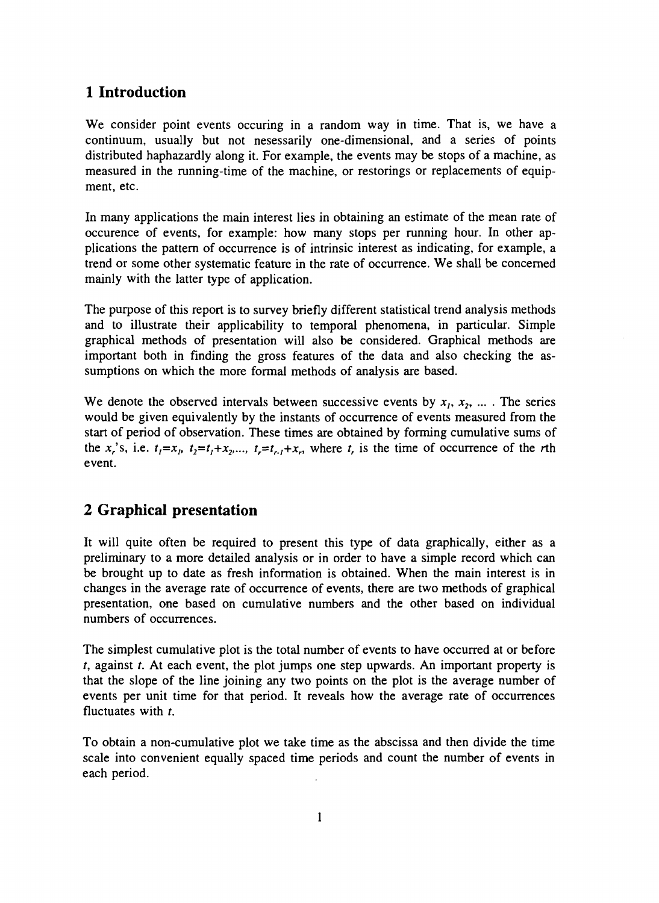## 1 Introduction

We consider point events occuring in a random way in time. That is, we have a continuum, usually but not nesessarily one-dimensional, and a series of points distributed haphazardly along it. For example, the events may be stops of a machine, as measured in the running-time of the machine, or restorings or replacements of equipment, etc.

In many applications the main interest lies in obtaining an estimate of the mean rate of occurence of events, for example: how many stops per running hour. In other applications the pattern of occurrence is of intrinsic interest as indicating, for example, a trend or some other systematic feature in the rate of occurrence. We shall be concerned mainly with the latter type of application.

The purpose of this report is to survey briefly different statistical trend analysis methods and to illustrate their applicability to temporal phenomena, in particular. Simple graphical methods of presentation will also be considered. Graphical methods are important both in finding the gross features of the data and also checking the assumptions on which the more formal methods of analysis are based.

We denote the observed intervals between successive events by $x_1$, $x_2$, ... . The series would be given equivalently by the instants of occurrence of events measured from the start of period of observation. These times are obtained by forming cumulative sums of the $x_r$'s, i.e. $t_1=x_1$, $t_2=t_1+x_2$,..., $t_r=t_{r-1}+x_r$, where $t_r$ is the time of occurrence of the $r$th event.

## 2 Graphical presentation

It will quite often be required to present this type of data graphically, either as a preliminary to a more detailed analysis or in order to have a simple record which can be brought up to date as fresh information is obtained. When the main interest is in changes in the average rate of occurrence of events, there are two methods of graphical presentation, one based on cumulative numbers and the other based on individual numbers of occurrences.

The simplest cumulative plot is the total number of events to have occurred at or before $t$, against $t$. At each event, the plot jumps one step upwards. An important property is that the slope of the line joining any two points on the plot is the average number of events per unit time for that period. It reveals how the average rate of occurrences fluctuates with $t$.

To obtain a non-cumulative plot we take time as the abscissa and then divide the time scale into convenient equally spaced time periods and count the number of events in each period.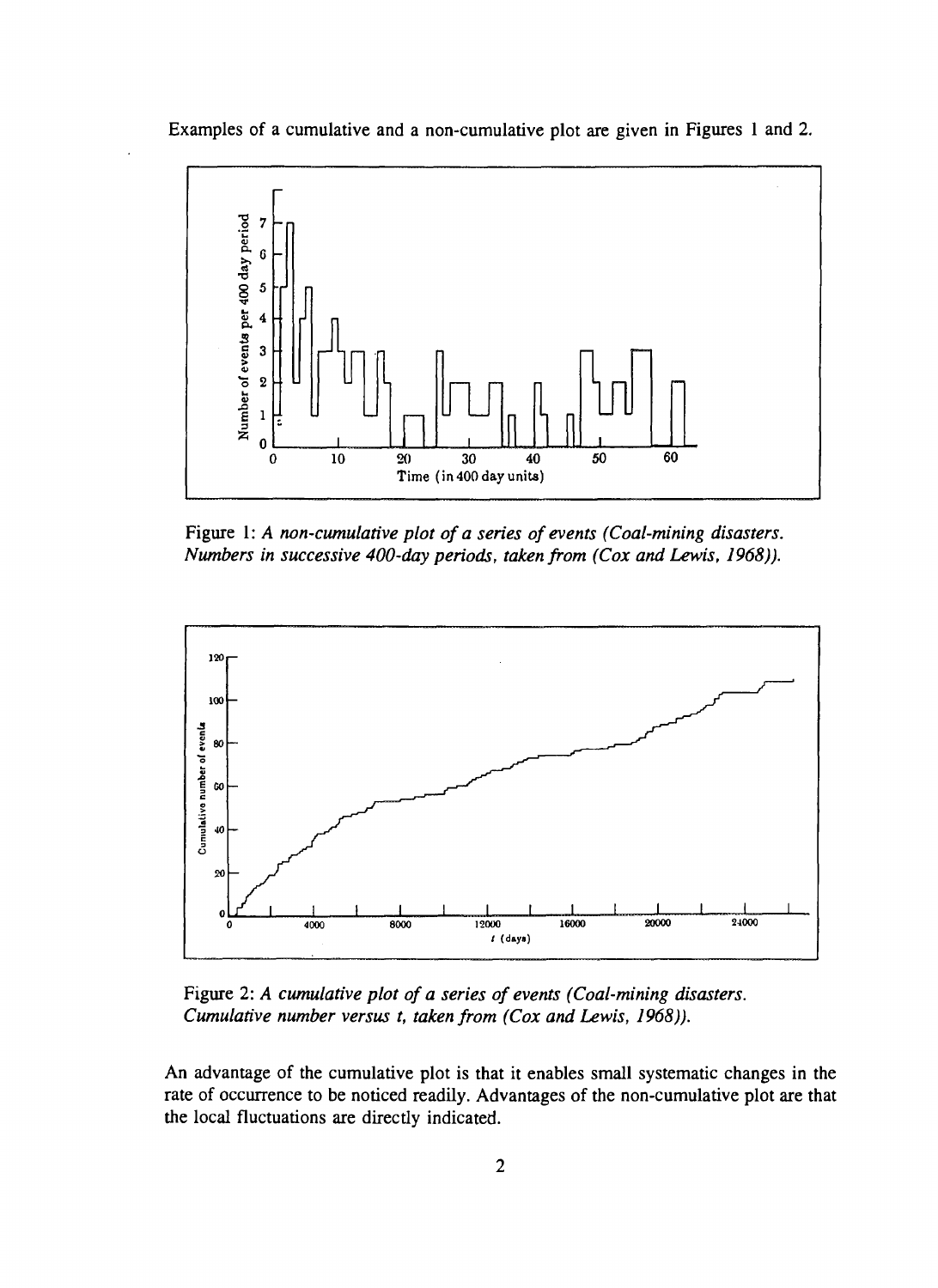Examples of a cumulative and a non-cumulative plot are given in Figures 1 and 2.

Number of events per 400 day period

0
1
2
3
4
5
6
7

0
10
20
30
40
50
60

Time (in 400 day units)

Figure 1: *A non-cumulative plot of a series of events (Coal-mining disasters. Numbers in successive 400-day periods, taken from (Cox and Lewis, 1968)).*

Cumulative number of events

0
20
40
60
80
100
120

0
4000
8000
12000
16000
20000
24000

$t$ (days)

Figure 2: *A cumulative plot of a series of events (Coal-mining disasters. Cumulative number versus t, taken from (Cox and Lewis, 1968)).*

An advantage of the cumulative plot is that it enables small systematic changes in the rate of occurrence to be noticed readily. Advantages of the non-cumulative plot are that the local fluctuations are directly indicated.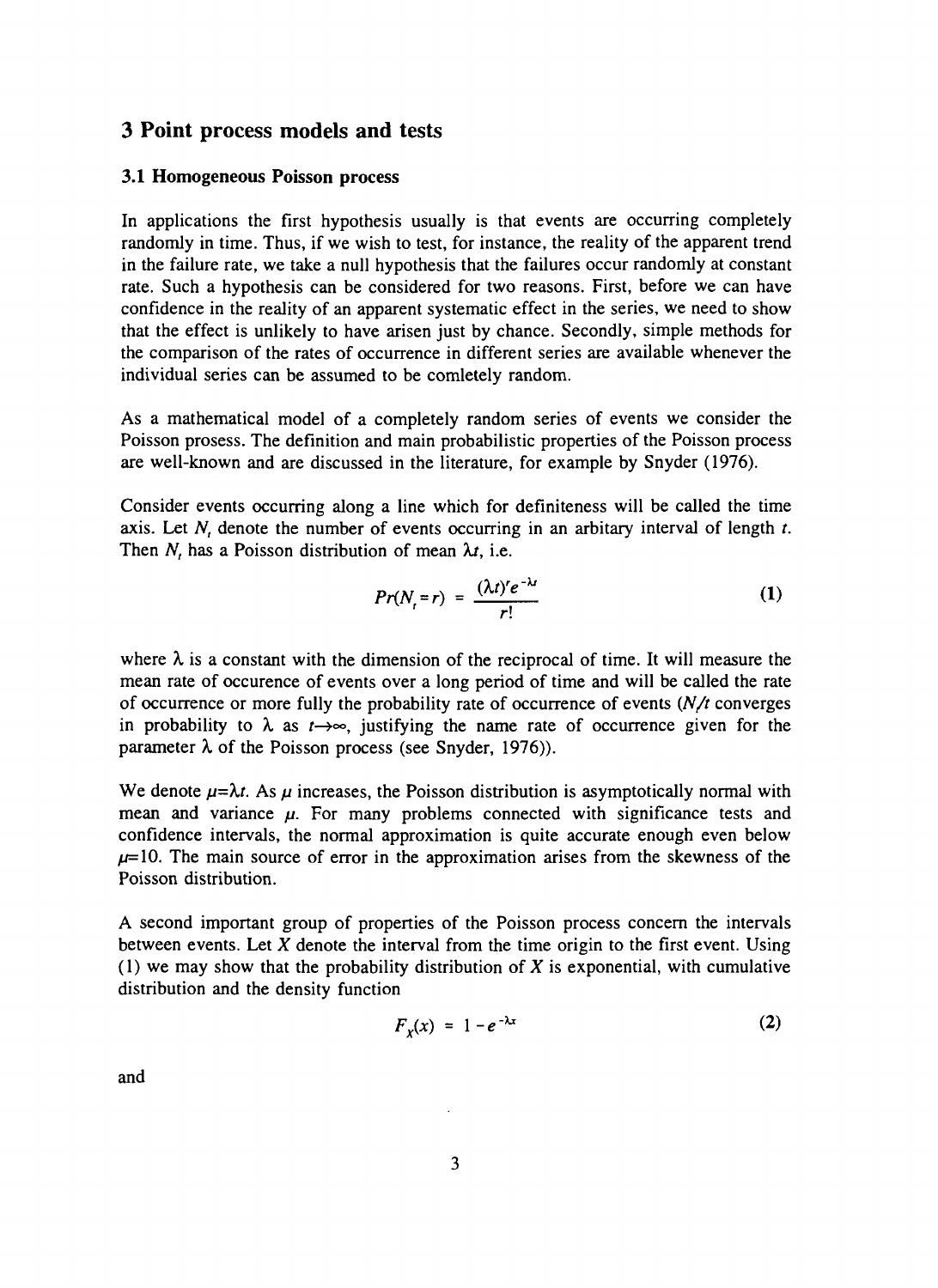## 3 Point process models and tests

### 3.1 Homogeneous Poisson process

In applications the first hypothesis usually is that events are occurring completely randomly in time. Thus, if we wish to test, for instance, the reality of the apparent trend in the failure rate, we take a null hypothesis that the failures occur randomly at constant rate. Such a hypothesis can be considered for two reasons. First, before we can have confidence in the reality of an apparent systematic effect in the series, we need to show that the effect is unlikely to have arisen just by chance. Secondly, simple methods for the comparison of the rates of occurrence in different series are available whenever the individual series can be assumed to be comletely random.

As a mathematical model of a completely random series of events we consider the Poisson prosess. The definition and main probabilistic properties of the Poisson process are well-known and are discussed in the literature, for example by Snyder (1976).

Consider events occurring along a line which for definiteness will be called the time axis. Let $N_t$ denote the number of events occurring in an arbitary interval of length $t$. Then $N_t$ has a Poisson distribution of mean $\lambda t$, i.e.

$$Pr(N_t = r) = \frac{(\lambda t)^r e^{-\lambda t}}{r!} \tag{1}$$

where $\lambda$ is a constant with the dimension of the reciprocal of time. It will measure the mean rate of occurence of events over a long period of time and will be called the rate of occurrence or more fully the probability rate of occurrence of events ($N_t/t$ converges in probability to $\lambda$ as $t \rightarrow \infty$, justifying the name rate of occurrence given for the parameter $\lambda$ of the Poisson process (see Snyder, 1976)).

We denote $\mu = \lambda t$. As $\mu$ increases, the Poisson distribution is asymptotically normal with mean and variance $\mu$. For many problems connected with significance tests and confidence intervals, the normal approximation is quite accurate enough even below $\mu = 10$. The main source of error in the approximation arises from the skewness of the Poisson distribution.

A second important group of properties of the Poisson process concern the intervals between events. Let $X$ denote the interval from the time origin to the first event. Using (1) we may show that the probability distribution of $X$ is exponential, with cumulative distribution and the density function

$$F_X(x) = 1 - e^{-\lambda x} \tag{2}$$

and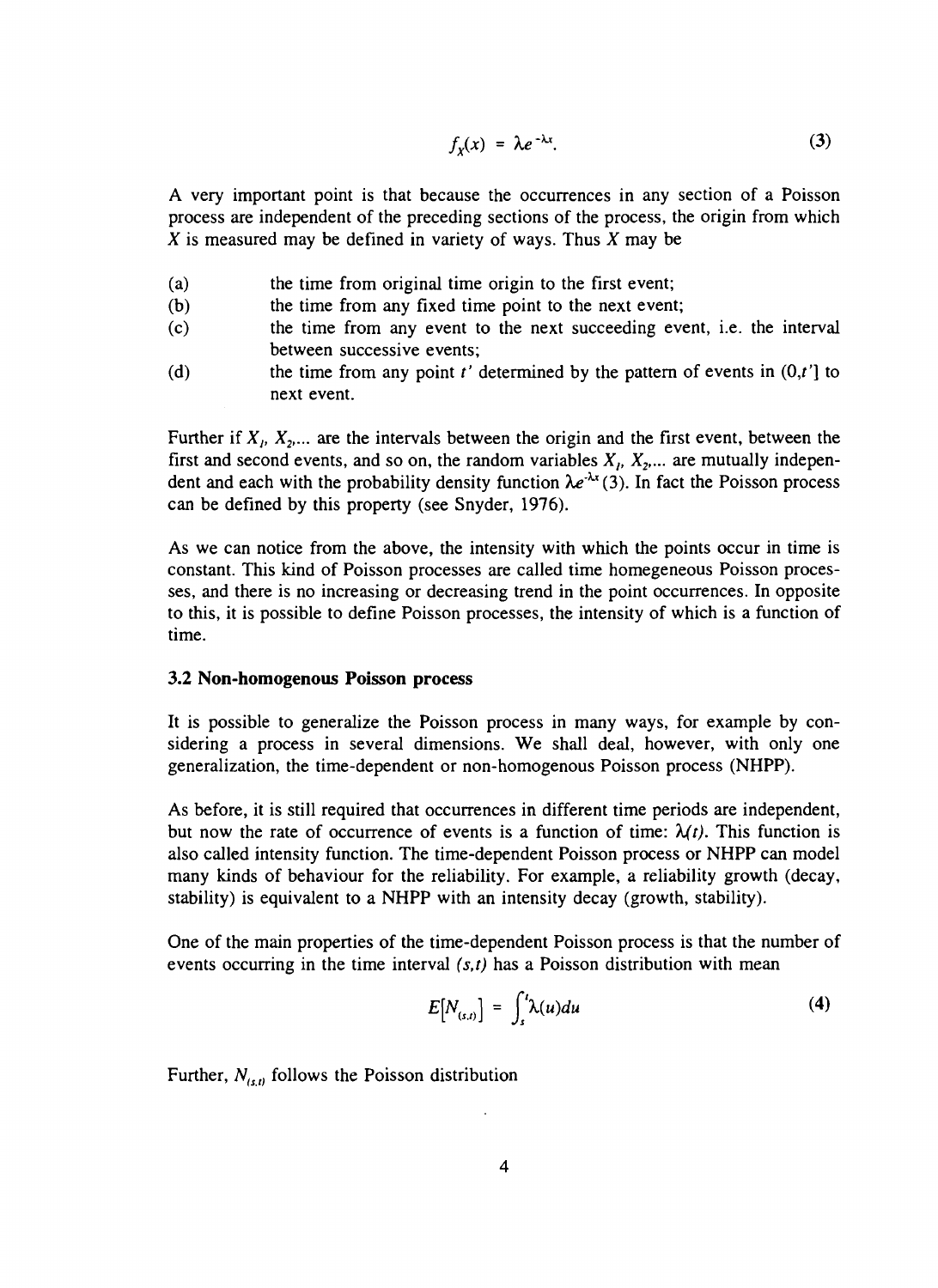$$f_X(x) = \lambda e^{-\lambda x}. \tag{3}$$

A very important point is that because the occurrences in any section of a Poisson process are independent of the preceding sections of the process, the origin from which $X$ is measured may be defined in variety of ways. Thus $X$ may be

(a) the time from original time origin to the first event;

(b) the time from any fixed time point to the next event;

(c) the time from any event to the next succeeding event, i.e. the interval between successive events;

(d) the time from any point $t'$ determined by the pattern of events in $(0,t']$ to next event.

Further if $X_1$, $X_2$,... are the intervals between the origin and the first event, between the first and second events, and so on, the random variables $X_1$, $X_2$,... are mutually independent and each with the probability density function $\lambda e^{-\lambda x}$ (3). In fact the Poisson process can be defined by this property (see Snyder, 1976).

As we can notice from the above, the intensity with which the points occur in time is constant. This kind of Poisson processes are called time homegeneous Poisson processes, and there is no increasing or decreasing trend in the point occurrences. In opposite to this, it is possible to define Poisson processes, the intensity of which is a function of time.

### 3.2 Non-homogenous Poisson process

It is possible to generalize the Poisson process in many ways, for example by considering a process in several dimensions. We shall deal, however, with only one generalization, the time-dependent or non-homogenous Poisson process (NHPP).

As before, it is still required that occurrences in different time periods are independent, but now the rate of occurrence of events is a function of time: $\lambda(t)$. This function is also called intensity function. The time-dependent Poisson process or NHPP can model many kinds of behaviour for the reliability. For example, a reliability growth (decay, stability) is equivalent to a NHPP with an intensity decay (growth, stability).

One of the main properties of the time-dependent Poisson process is that the number of events occurring in the time interval $(s,t)$ has a Poisson distribution with mean

$$E\left[N_{(s,t)}\right] = \int_s^t \lambda(u)du \tag{4}$$

Further, $N_{(s,t)}$ follows the Poisson distribution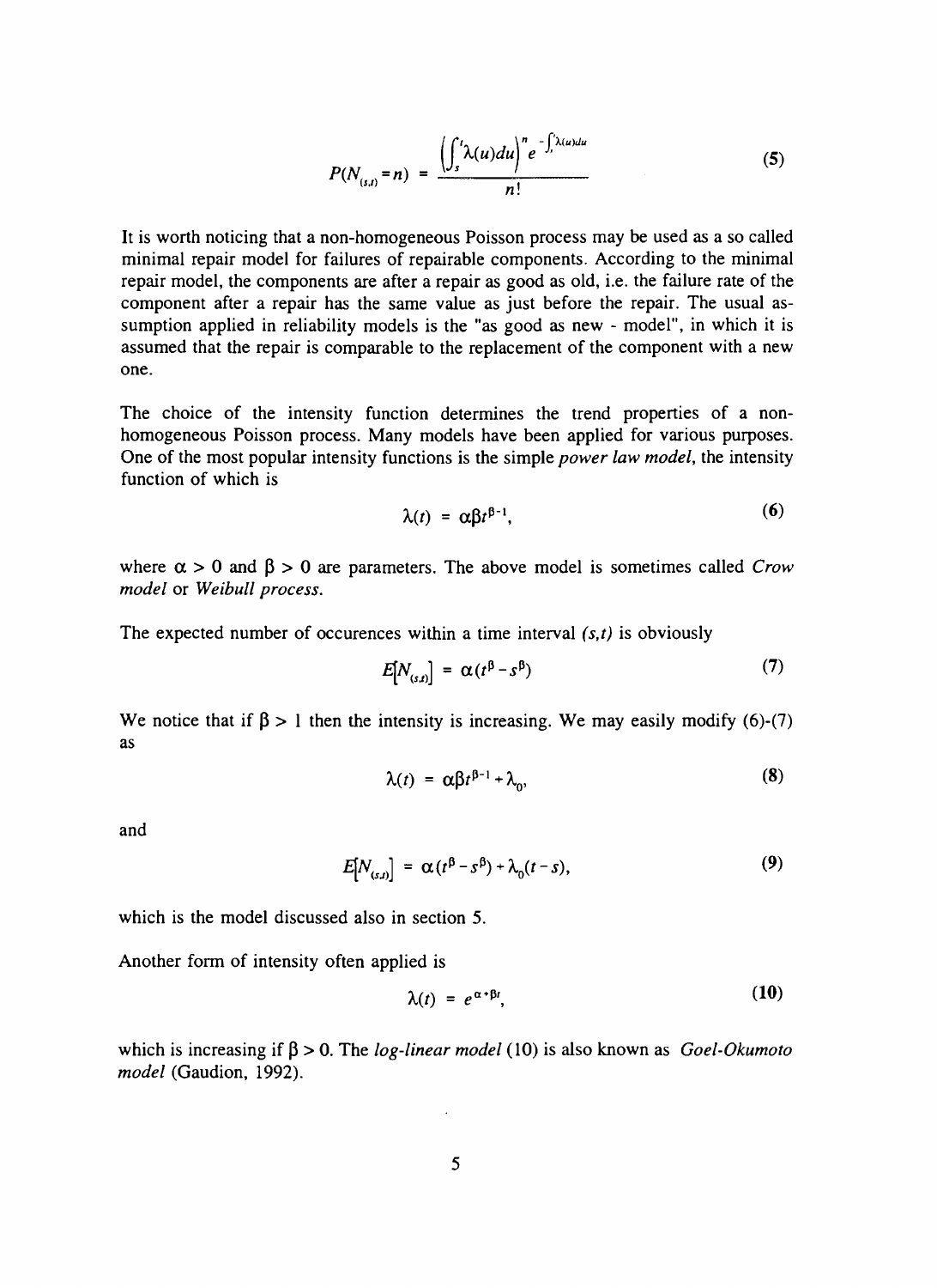$$P(N_{(s,t)} = n) = \frac{\left(\int_s^t \lambda(u)du\right)^n e^{-\int_s^t \lambda(u)du}}{n!} \tag{5}$$

It is worth noticing that a non-homogeneous Poisson process may be used as a so called minimal repair model for failures of repairable components. According to the minimal repair model, the components are after a repair as good as old, i.e. the failure rate of the component after a repair has the same value as just before the repair. The usual assumption applied in reliability models is the "as good as new - model", in which it is assumed that the repair is comparable to the replacement of the component with a new one.

The choice of the intensity function determines the trend properties of a non-homogeneous Poisson process. Many models have been applied for various purposes. One of the most popular intensity functions is the simple *power law model*, the intensity function of which is

$$\lambda(t) = \alpha\beta t^{\beta-1}, \tag{6}$$

where $\alpha > 0$ and $\beta > 0$ are parameters. The above model is sometimes called *Crow model* or *Weibull process.*

The expected number of occurences within a time interval $(s,t)$ is obviously

$$E[N_{(s,t)}] = \alpha(t^\beta - s^\beta) \tag{7}$$

We notice that if $\beta > 1$ then the intensity is increasing. We may easily modify (6)-(7) as

$$\lambda(t) = \alpha\beta t^{\beta-1} + \lambda_0, \tag{8}$$

and

$$E[N_{(s,t)}] = \alpha(t^\beta - s^\beta) + \lambda_0(t-s), \tag{9}$$

which is the model discussed also in section 5.

Another form of intensity often applied is

$$\lambda(t) = e^{\alpha+\beta t}, \tag{10}$$

which is increasing if $\beta > 0$. The *log-linear model* (10) is also known as *Goel-Okumoto model* (Gaudion, 1992).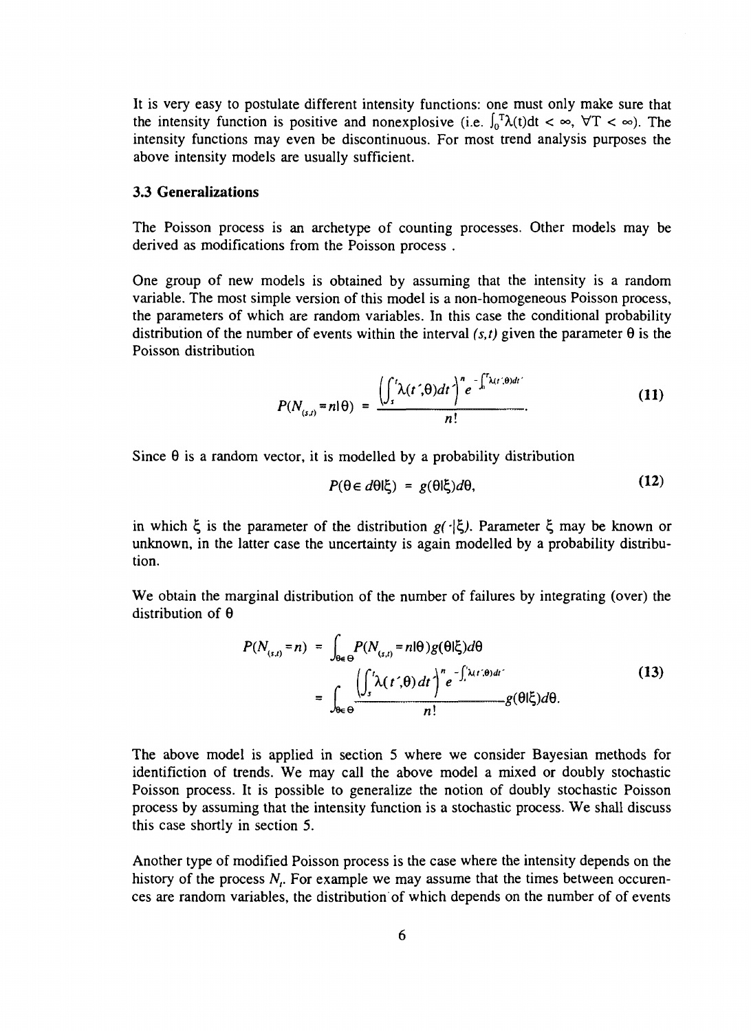It is very easy to postulate different intensity functions: one must only make sure that the intensity function is positive and nonexplosive (i.e. $\int_0^T \lambda(t)dt < \infty$, $\forall T < \infty$). The intensity functions may even be discontinuous. For most trend analysis purposes the above intensity models are usually sufficient.

### 3.3 Generalizations

The Poisson process is an archetype of counting processes. Other models may be derived as modifications from the Poisson process .

One group of new models is obtained by assuming that the intensity is a random variable. The most simple version of this model is a non-homogeneous Poisson process, the parameters of which are random variables. In this case the conditional probability distribution of the number of events within the interval $(s,t)$ given the parameter $\theta$ is the Poisson distribution

$$P(N_{(s,t)} = n | \theta) = \frac{\left(\int_s^t \lambda(t',\theta)dt'\right)^n e^{-\int_s^t \lambda(t',\theta)dt'}}{n!}. \tag{11}$$

Since $\theta$ is a random vector, it is modelled by a probability distribution

$$P(\theta \in d\theta | \xi) = g(\theta | \xi) d\theta, \tag{12}$$

in which $\xi$ is the parameter of the distribution $g(\cdot|\xi)$. Parameter $\xi$ may be known or unknown, in the latter case the uncertainty is again modelled by a probability distribution.

We obtain the marginal distribution of the number of failures by integrating (over) the distribution of $\theta$

$$\begin{aligned} P(N_{(s,t)} = n) &= \int_{\theta \in \Theta} P(N_{(s,t)} = n | \theta) g(\theta|\xi) d\theta \\ &= \int_{\theta \in \Theta} \frac{\left(\int_s^t \lambda(t',\theta)dt'\right)^n e^{-\int_s^t \lambda(t',\theta)dt'}}{n!} g(\theta|\xi) d\theta. \end{aligned} \tag{13}$$

The above model is applied in section 5 where we consider Bayesian methods for identifiction of trends. We may call the above model a mixed or doubly stochastic Poisson process. It is possible to generalize the notion of doubly stochastic Poisson process by assuming that the intensity function is a stochastic process. We shall discuss this case shortly in section 5.

Another type of modified Poisson process is the case where the intensity depends on the history of the process $N_t$. For example we may assume that the times between occurences are random variables, the distribution of which depends on the number of of events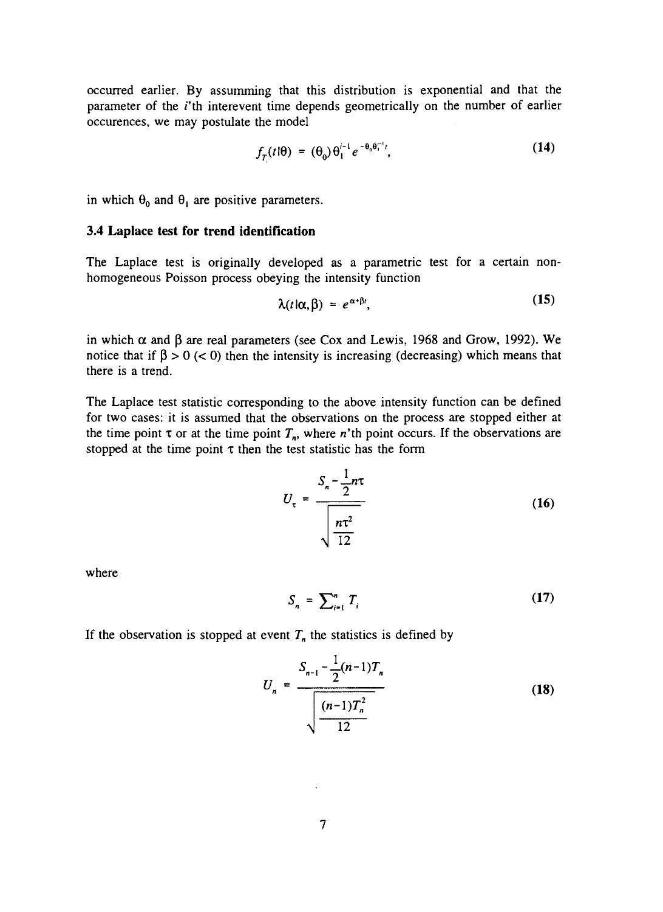occurred earlier. By assumming that this distribution is exponential and that the parameter of the $i$'th interevent time depends geometrically on the number of earlier occurences, we may postulate the model

$$f_{T_i}(t|\theta) = (\theta_0)\theta_1^{i-1}e^{-\theta_0\theta_1^{i-1}t}, \tag{14}$$

in which $\theta_0$ and $\theta_1$ are positive parameters.

### 3.4 Laplace test for trend identification

The Laplace test is originally developed as a parametric test for a certain non-homogeneous Poisson process obeying the intensity function

$$\lambda(t|\alpha,\beta) = e^{\alpha+\beta t}, \tag{15}$$

in which $\alpha$ and $\beta$ are real parameters (see Cox and Lewis, 1968 and Grow, 1992). We notice that if $\beta > 0$ ($< 0$) then the intensity is increasing (decreasing) which means that there is a trend.

The Laplace test statistic corresponding to the above intensity function can be defined for two cases: it is assumed that the observations on the process are stopped either at the time point $\tau$ or at the time point $T_n$, where $n$'th point occurs. If the observations are stopped at the time point $\tau$ then the test statistic has the form

$$U_\tau = \frac{S_n - \frac{1}{2}n\tau}{\sqrt{\frac{n\tau^2}{12}}} \tag{16}$$

where

$$S_n = \sum_{i=1}^{n} T_i \tag{17}$$

If the observation is stopped at event $T_n$ the statistics is defined by

$$U_n = \frac{S_{n-1} - \frac{1}{2}(n-1)T_n}{\sqrt{\frac{(n-1)T_n^2}{12}}} \tag{18}$$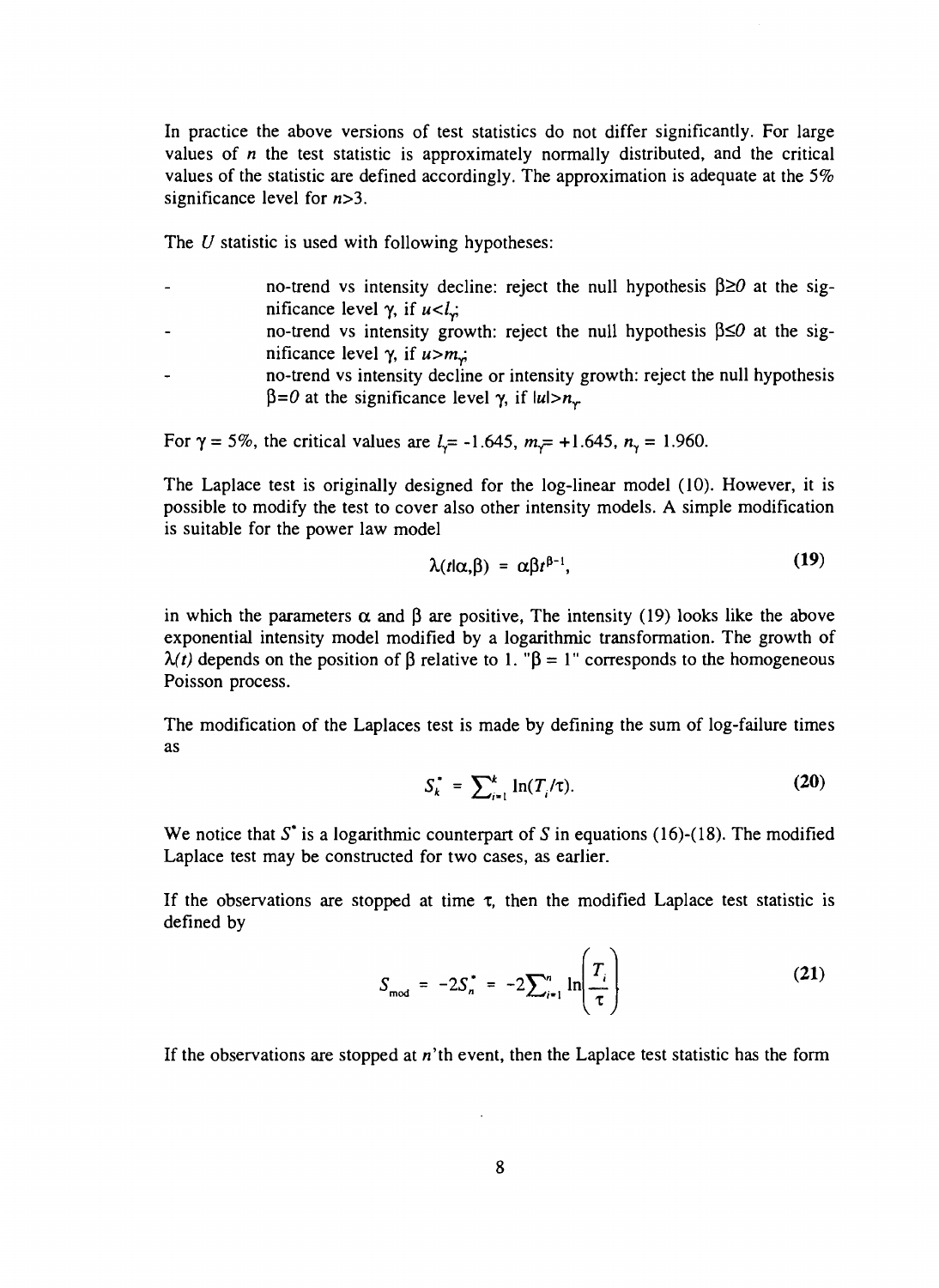In practice the above versions of test statistics do not differ significantly. For large values of $n$ the test statistic is approximately normally distributed, and the critical values of the statistic are defined accordingly. The approximation is adequate at the 5% significance level for $n>3$.

The $U$ statistic is used with following hypotheses:

- no-trend vs intensity decline: reject the null hypothesis $\beta \geq 0$ at the significance level $\gamma$, if $u<l_\gamma$;
- no-trend vs intensity growth: reject the null hypothesis $\beta \leq 0$ at the significance level $\gamma$, if $u>m_\gamma$;
- no-trend vs intensity decline or intensity growth: reject the null hypothesis $\beta = 0$ at the significance level $\gamma$, if $|u|>n_\gamma$.

For $\gamma$ = 5%, the critical values are $l_\gamma$= -1.645, $m_\gamma$= +1.645, $n_\gamma$ = 1.960.

The Laplace test is originally designed for the log-linear model (10). However, it is possible to modify the test to cover also other intensity models. A simple modification is suitable for the power law model

$$\lambda(t|\alpha,\beta) = \alpha\beta t^{\beta-1}, \tag{19}$$

in which the parameters $\alpha$ and $\beta$ are positive, The intensity (19) looks like the above exponential intensity model modified by a logarithmic transformation. The growth of $\lambda(t)$ depends on the position of $\beta$ relative to 1. "$\beta$ = 1" corresponds to the homogeneous Poisson process.

The modification of the Laplaces test is made by defining the sum of log-failure times as

$$S_k^* = \sum_{i=1}^{k} \ln(T_i/\tau). \tag{20}$$

We notice that $S^*$ is a logarithmic counterpart of $S$ in equations (16)-(18). The modified Laplace test may be constructed for two cases, as earlier.

If the observations are stopped at time $\tau$, then the modified Laplace test statistic is defined by

$$S_{mod} = -2S_n^* = -2\sum_{i=1}^{n} \ln\left(\frac{T_i}{\tau}\right) \tag{21}$$

If the observations are stopped at $n$'th event, then the Laplace test statistic has the form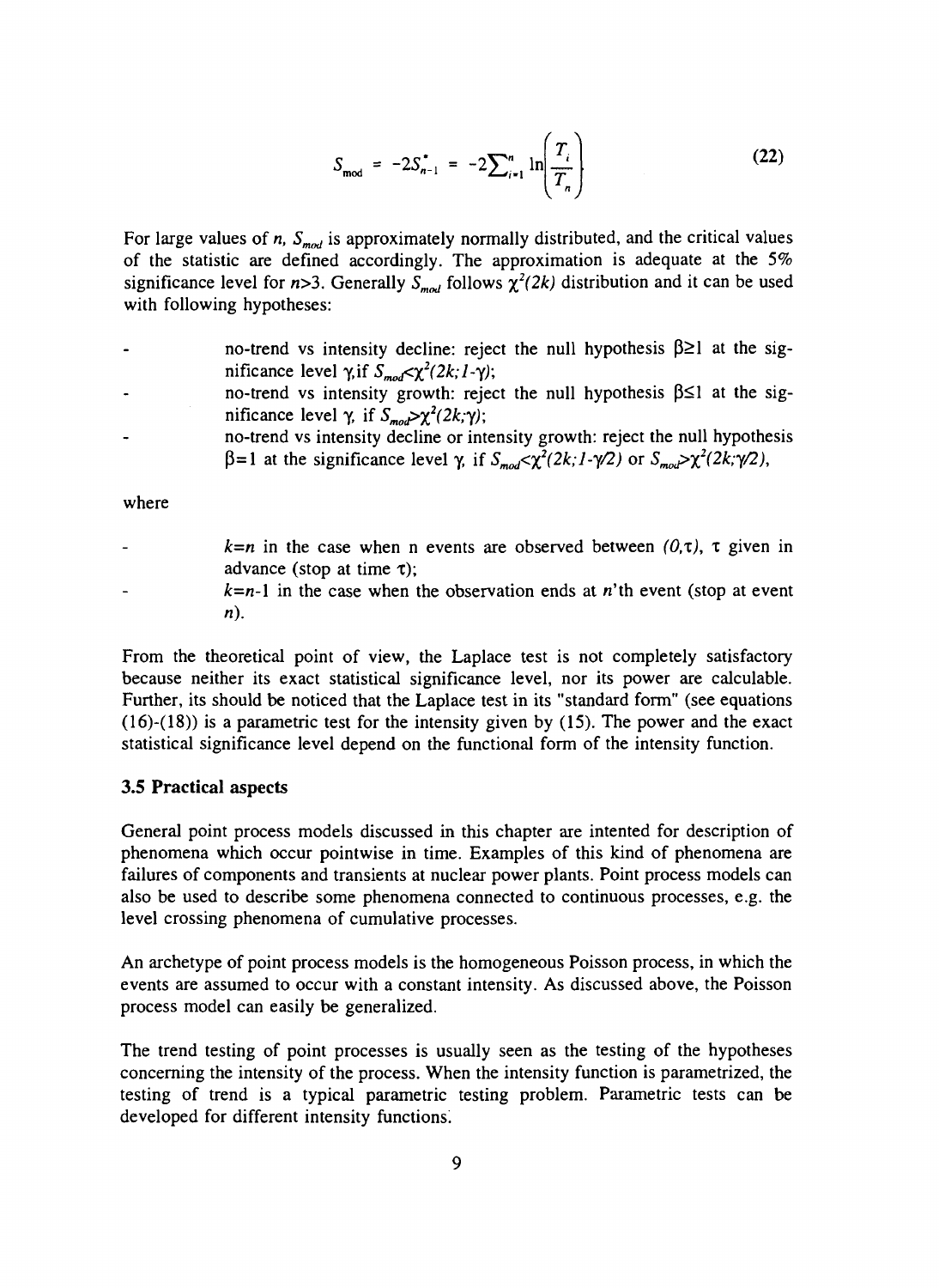$$S_{mod} = -2S^{*}_{n-1} = -2\sum_{i=1}^{n} \ln\left(\frac{T_i}{T_n}\right) \tag{22}$$

For large values of $n$, $S_{mod}$ is approximately normally distributed, and the critical values of the statistic are defined accordingly. The approximation is adequate at the 5% significance level for $n>3$. Generally $S_{mod}$ follows $\chi^2(2k)$ distribution and it can be used with following hypotheses:

- no-trend vs intensity decline: reject the null hypothesis $\beta \geq 1$ at the significance level $\gamma$, if $S_{mod} < \chi^2(2k;1-\gamma)$;
- no-trend vs intensity growth: reject the null hypothesis $\beta \leq 1$ at the significance level $\gamma$, if $S_{mod} > \chi^2(2k;\gamma)$;
- no-trend vs intensity decline or intensity growth: reject the null hypothesis $\beta = 1$ at the significance level $\gamma$, if $S_{mod} < \chi^2(2k;1-\gamma/2)$ or $S_{mod} > \chi^2(2k;\gamma/2)$,

where

- $k=n$ in the case when n events are observed between $(0,\tau)$, $\tau$ given in advance (stop at time $\tau$);
- $k=n-1$ in the case when the observation ends at $n$'th event (stop at event $n$).

From the theoretical point of view, the Laplace test is not completely satisfactory because neither its exact statistical significance level, nor its power are calculable. Further, its should be noticed that the Laplace test in its "standard form" (see equations (16)-(18)) is a parametric test for the intensity given by (15). The power and the exact statistical significance level depend on the functional form of the intensity function.

### 3.5 Practical aspects

General point process models discussed in this chapter are intented for description of phenomena which occur pointwise in time. Examples of this kind of phenomena are failures of components and transients at nuclear power plants. Point process models can also be used to describe some phenomena connected to continuous processes, e.g. the level crossing phenomena of cumulative processes.

An archetype of point process models is the homogeneous Poisson process, in which the events are assumed to occur with a constant intensity. As discussed above, the Poisson process model can easily be generalized.

The trend testing of point processes is usually seen as the testing of the hypotheses concerning the intensity of the process. When the intensity function is parametrized, the testing of trend is a typical parametric testing problem. Parametric tests can be developed for different intensity functions.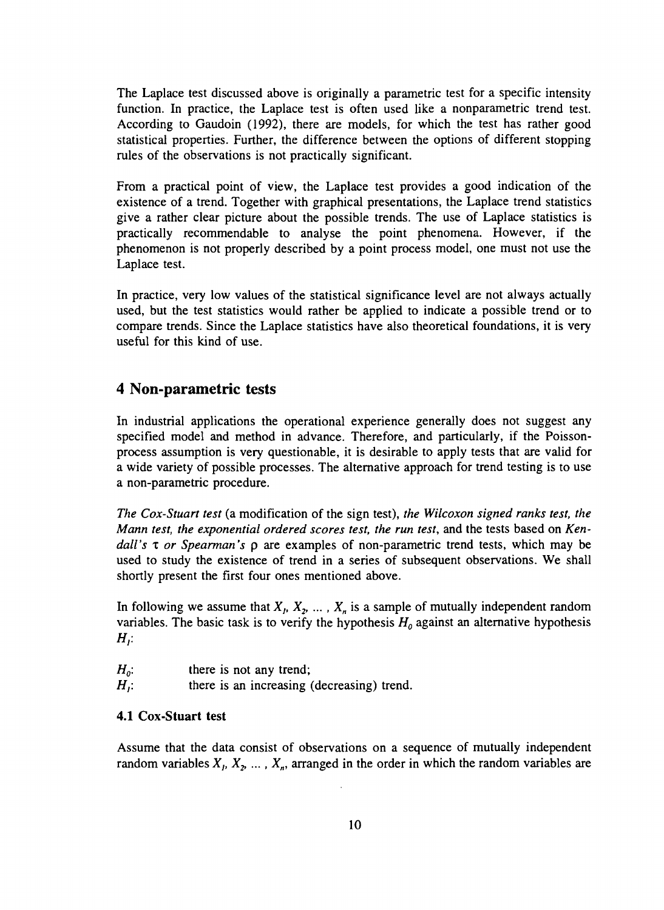The Laplace test discussed above is originally a parametric test for a specific intensity function. In practice, the Laplace test is often used like a nonparametric trend test. According to Gaudoin (1992), there are models, for which the test has rather good statistical properties. Further, the difference between the options of different stopping rules of the observations is not practically significant.

From a practical point of view, the Laplace test provides a good indication of the existence of a trend. Together with graphical presentations, the Laplace trend statistics give a rather clear picture about the possible trends. The use of Laplace statistics is practically recommendable to analyse the point phenomena. However, if the phenomenon is not properly described by a point process model, one must not use the Laplace test.

In practice, very low values of the statistical significance level are not always actually used, but the test statistics would rather be applied to indicate a possible trend or to compare trends. Since the Laplace statistics have also theoretical foundations, it is very useful for this kind of use.

## 4 Non-parametric tests

In industrial applications the operational experience generally does not suggest any specified model and method in advance. Therefore, and particularly, if the Poisson-process assumption is very questionable, it is desirable to apply tests that are valid for a wide variety of possible processes. The alternative approach for trend testing is to use a non-parametric procedure.

*The Cox-Stuart test* (a modification of the sign test), *the Wilcoxon signed ranks test, the Mann test, the exponential ordered scores test, the run test*, and the tests based on *Kendall's* $\tau$ *or Spearman's* $\rho$ are examples of non-parametric trend tests, which may be used to study the existence of trend in a series of subsequent observations. We shall shortly present the first four ones mentioned above.

In following we assume that $X_1, X_2, \ldots, X_n$ is a sample of mutually independent random variables. The basic task is to verify the hypothesis $H_0$ against an alternative hypothesis $H_1$:

$H_0$: there is not any trend;
$H_1$: there is an increasing (decreasing) trend.

### 4.1 Cox-Stuart test

Assume that the data consist of observations on a sequence of mutually independent random variables $X_1, X_2, \ldots, X_n$, arranged in the order in which the random variables are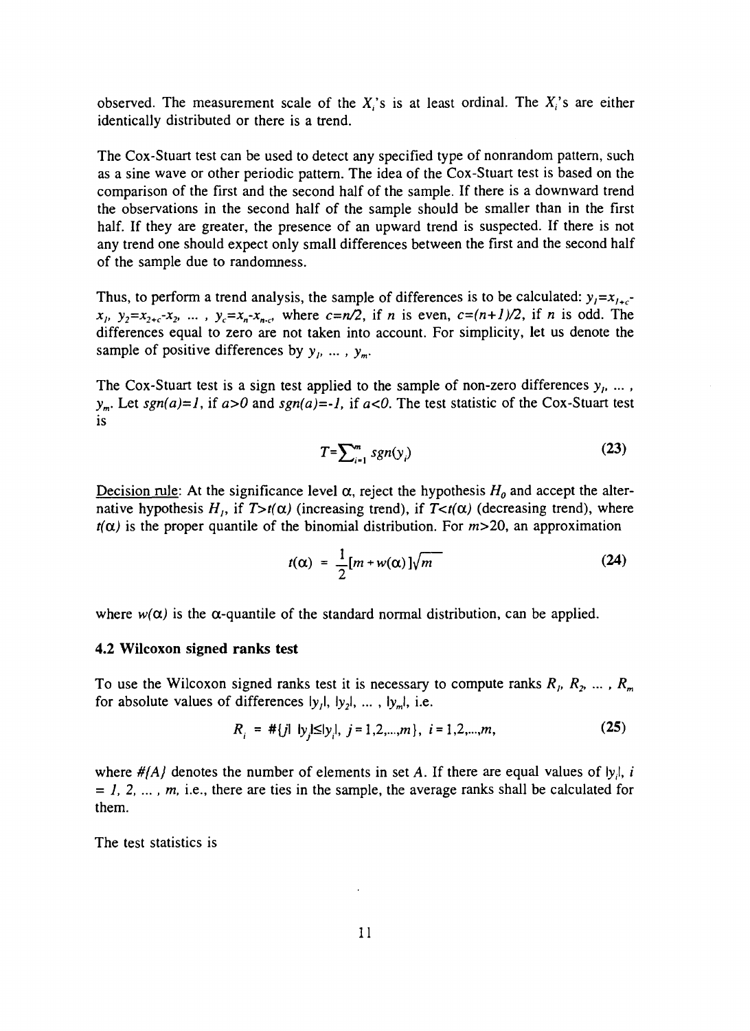observed. The measurement scale of the $X_i$'s is at least ordinal. The $X_i$'s are either identically distributed or there is a trend.

The Cox-Stuart test can be used to detect any specified type of nonrandom pattern, such as a sine wave or other periodic pattern. The idea of the Cox-Stuart test is based on the comparison of the first and the second half of the sample. If there is a downward trend the observations in the second half of the sample should be smaller than in the first half. If they are greater, the presence of an upward trend is suspected. If there is not any trend one should expect only small differences between the first and the second half of the sample due to randomness.

Thus, to perform a trend analysis, the sample of differences is to be calculated: $y_1=x_{1+c}-x_1$, $y_2=x_{2+c}-x_2$, ... , $y_c=x_n-x_{n-c}$, where $c=n/2$, if $n$ is even, $c=(n+1)/2$, if $n$ is odd. The differences equal to zero are not taken into account. For simplicity, let us denote the sample of positive differences by $y_1$, ... , $y_m$.

The Cox-Stuart test is a sign test applied to the sample of non-zero differences $y_1$, ... , $y_m$. Let $sgn(a)=1$, if $a>0$ and $sgn(a)=-1$, if $a<0$. The test statistic of the Cox-Stuart test is

$$T=\sum_{i=1}^{m} sgn(y_i) \tag{23}$$

Decision rule: At the significance level $\alpha$, reject the hypothesis $H_0$ and accept the alternative hypothesis $H_1$, if $T>t(\alpha)$ (increasing trend), if $T<t(\alpha)$ (decreasing trend), where $t(\alpha)$ is the proper quantile of the binomial distribution. For $m>20$, an approximation

$$t(\alpha) = \frac{1}{2}[m+w(\alpha)]\sqrt{m} \tag{24}$$

where $w(\alpha)$ is the $\alpha$-quantile of the standard normal distribution, can be applied.

### 4.2 Wilcoxon signed ranks test

To use the Wilcoxon signed ranks test it is necessary to compute ranks $R_1$, $R_2$, ... , $R_m$ for absolute values of differences $|y_1|$, $|y_2|$, ... , $|y_m|$, i.e.

$$R_i = \#\{j| \; |y_j|\leq|y_i|, \; j=1,2,...,m\}, \; i=1,2,...,m, \tag{25}$$

where $\#\{A\}$ denotes the number of elements in set $A$. If there are equal values of $|y_i|$, $i = 1, 2, ... , m$, i.e., there are ties in the sample, the average ranks shall be calculated for them.

The test statistics is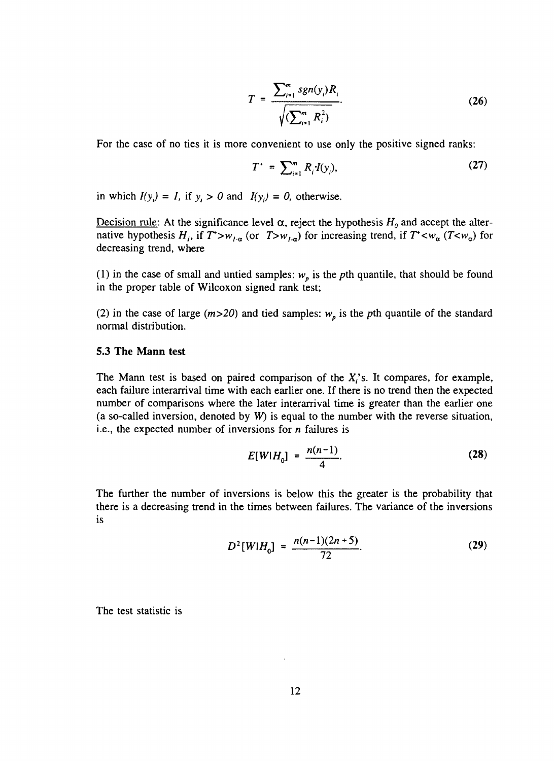$$T = \frac{\sum_{i=1}^{m} sgn(y_i) R_i}{\sqrt{(\sum_{i=1}^{m} R_i^2)}}. \tag{26}$$

For the case of no ties it is more convenient to use only the positive signed ranks:

$$T^+ = \sum_{i=1}^{m} R_i \cdot I(y_i), \tag{27}$$

in which $I(y_i) = 1$, if $y_i > 0$ and $I(y_i) = 0$, otherwise.

Decision rule: At the significance level $\alpha$, reject the hypothesis $H_0$ and accept the alternative hypothesis $H_1$, if $T^+ > w_{1-\alpha}$ (or $T > w_{1-\alpha}$) for increasing trend, if $T^+ < w_\alpha$ ($T < w_\alpha$) for decreasing trend, where

(1) in the case of small and untied samples: $w_p$ is the $p$th quantile, that should be found in the proper table of Wilcoxon signed rank test;

(2) in the case of large ($m > 20$) and tied samples: $w_p$ is the $p$th quantile of the standard normal distribution.

### 5.3 The Mann test

The Mann test is based on paired comparison of the $X_i$'s. It compares, for example, each failure interarrival time with each earlier one. If there is no trend then the expected number of comparisons where the later interarrival time is greater than the earlier one (a so-called inversion, denoted by $W$) is equal to the number with the reverse situation, i.e., the expected number of inversions for $n$ failures is

$$E[W|H_0] = \frac{n(n-1)}{4}. \tag{28}$$

The further the number of inversions is below this the greater is the probability that there is a decreasing trend in the times between failures. The variance of the inversions is

$$D^2[W|H_0] = \frac{n(n-1)(2n+5)}{72}. \tag{29}$$

The test statistic is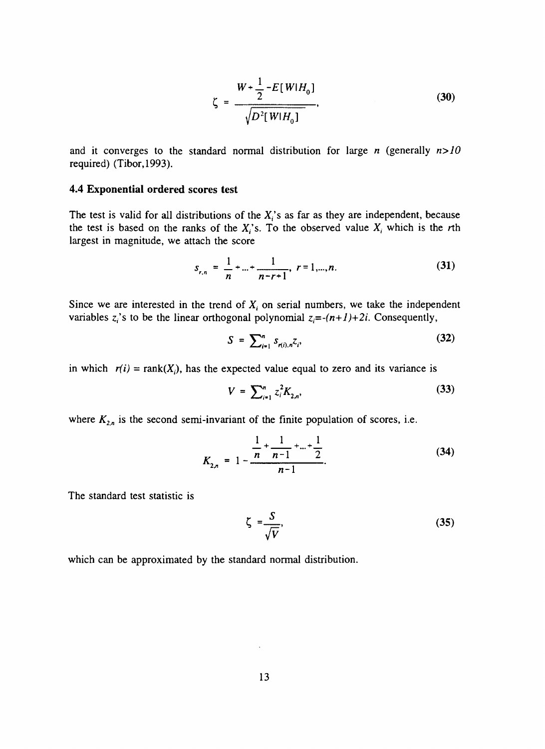$$\zeta = \frac{W + \frac{1}{2} - E[W|H_0]}{\sqrt{D^2[W|H_0]}}, \tag{30}$$

and it converges to the standard normal distribution for large $n$ (generally $n>10$ required) (Tibor,1993).

### 4.4 Exponential ordered scores test

The test is valid for all distributions of the $X_i$'s as far as they are independent, because the test is based on the ranks of the $X_i$'s. To the observed value $X_i$ which is the $r$th largest in magnitude, we attach the score

$$s_{r,n} = \frac{1}{n} + ... + \frac{1}{n-r+1}, \quad r = 1,...,n. \tag{31}$$

Since we are interested in the trend of $X_i$ on serial numbers, we take the independent variables $z_i$'s to be the linear orthogonal polynomial $z_i = -(n+1) + 2i$. Consequently,

$$S = \sum_{i=1}^{n} s_{r(i),n} z_i, \tag{32}$$

in which $r(i)$ = rank($X_i$), has the expected value equal to zero and its variance is

$$V = \sum_{i=1}^{n} z_i^2 K_{2,n}, \tag{33}$$

where $K_{2,n}$ is the second semi-invariant of the finite population of scores, i.e.

$$K_{2,n} = 1 - \frac{\frac{1}{n} + \frac{1}{n-1} + ... + \frac{1}{2}}{n-1}. \tag{34}$$

The standard test statistic is

$$\zeta = \frac{S}{\sqrt{V}}, \tag{35}$$

which can be approximated by the standard normal distribution.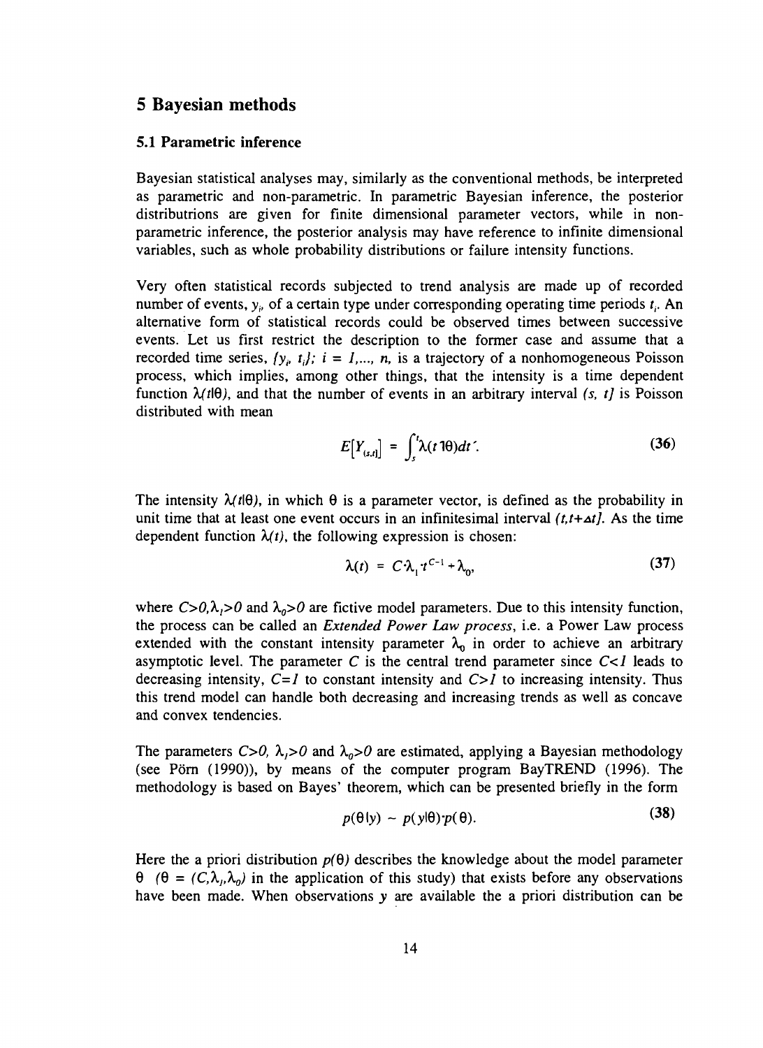## 5 Bayesian methods

### 5.1 Parametric inference

Bayesian statistical analyses may, similarly as the conventional methods, be interpreted as parametric and non-parametric. In parametric Bayesian inference, the posterior distributrions are given for finite dimensional parameter vectors, while in non-parametric inference, the posterior analysis may have reference to infinite dimensional variables, such as whole probability distributions or failure intensity functions.

Very often statistical records subjected to trend analysis are made up of recorded number of events, $y_i$, of a certain type under corresponding operating time periods $t_i$. An alternative form of statistical records could be observed times between successive events. Let us first restrict the description to the former case and assume that a recorded time series, $\{y_i, t_i\}$; $i = 1, \ldots, n$, is a trajectory of a nonhomogeneous Poisson process, which implies, among other things, that the intensity is a time dependent function $\lambda(t|\theta)$, and that the number of events in an arbitrary interval $(s, t]$ is Poisson distributed with mean

$$E\left[Y_{(s,t]}\right] = \int_s^t \lambda(t'|\theta)dt'. \tag{36}$$

The intensity $\lambda(t|\theta)$, in which $\theta$ is a parameter vector, is defined as the probability in unit time that at least one event occurs in an infinitesimal interval $(t, t+\Delta t]$. As the time dependent function $\lambda(t)$, the following expression is chosen:

$$\lambda(t) = C \cdot \lambda_1 \cdot t^{C-1} + \lambda_0, \tag{37}$$

where $C>0, \lambda_1>0$ and $\lambda_0>0$ are fictive model parameters. Due to this intensity function, the process can be called an *Extended Power Law process*, i.e. a Power Law process extended with the constant intensity parameter $\lambda_0$ in order to achieve an arbitrary asymptotic level. The parameter $C$ is the central trend parameter since $C<1$ leads to decreasing intensity, $C=1$ to constant intensity and $C>1$ to increasing intensity. Thus this trend model can handle both decreasing and increasing trends as well as concave and convex tendencies.

The parameters $C>0$, $\lambda_1>0$ and $\lambda_0>0$ are estimated, applying a Bayesian methodology (see Pörn (1990)), by means of the computer program BayTREND (1996). The methodology is based on Bayes' theorem, which can be presented briefly in the form

$$p(\theta|y) \sim p(y|\theta) \cdot p(\theta). \tag{38}$$

Here the a priori distribution $p(\theta)$ describes the knowledge about the model parameter $\theta$ $(\theta = (C, \lambda_1, \lambda_0)$ in the application of this study) that exists before any observations have been made. When observations $y$ are available the a priori distribution can be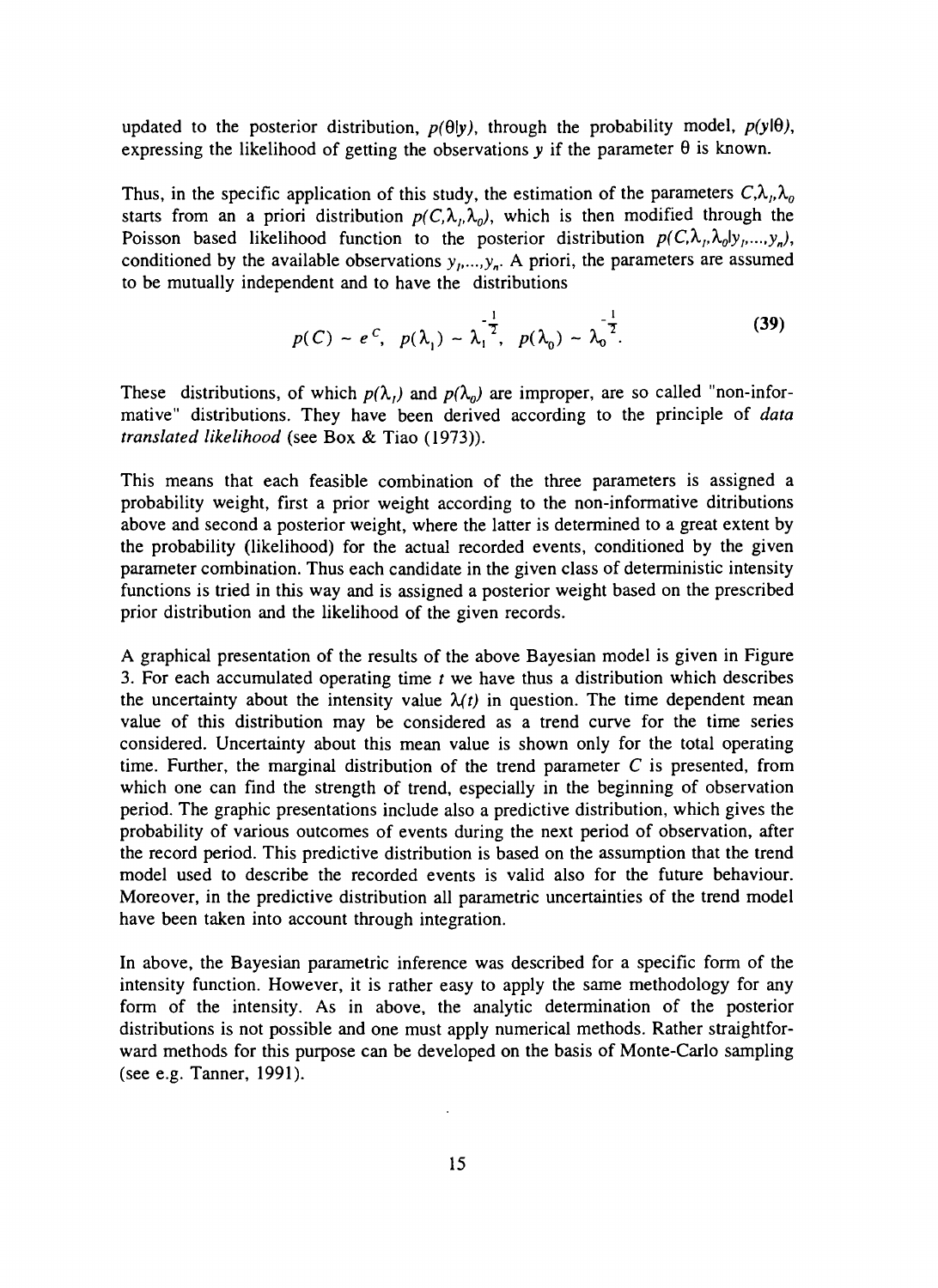updated to the posterior distribution, $p(\theta|y)$, through the probability model, $p(y|\theta)$, expressing the likelihood of getting the observations $y$ if the parameter $\theta$ is known.

Thus, in the specific application of this study, the estimation of the parameters $C,\lambda_1,\lambda_0$ starts from an a priori distribution $p(C,\lambda_1,\lambda_0)$, which is then modified through the Poisson based likelihood function to the posterior distribution $p(C,\lambda_1,\lambda_0|y_1,...,y_n)$, conditioned by the available observations $y_1,...,y_n$. A priori, the parameters are assumed to be mutually independent and to have the distributions

$$p(C) \sim e^{C}, \quad p(\lambda_1) \sim \lambda_1^{-\frac{1}{2}}, \quad p(\lambda_0) \sim \lambda_0^{-\frac{1}{2}}. \tag{39}$$

These distributions, of which $p(\lambda_1)$ and $p(\lambda_0)$ are improper, are so called "non-informative" distributions. They have been derived according to the principle of *data translated likelihood* (see Box & Tiao (1973)).

This means that each feasible combination of the three parameters is assigned a probability weight, first a prior weight according to the non-informative ditributions above and second a posterior weight, where the latter is determined to a great extent by the probability (likelihood) for the actual recorded events, conditioned by the given parameter combination. Thus each candidate in the given class of deterministic intensity functions is tried in this way and is assigned a posterior weight based on the prescribed prior distribution and the likelihood of the given records.

A graphical presentation of the results of the above Bayesian model is given in Figure 3. For each accumulated operating time $t$ we have thus a distribution which describes the uncertainty about the intensity value $\lambda(t)$ in question. The time dependent mean value of this distribution may be considered as a trend curve for the time series considered. Uncertainty about this mean value is shown only for the total operating time. Further, the marginal distribution of the trend parameter $C$ is presented, from which one can find the strength of trend, especially in the beginning of observation period. The graphic presentations include also a predictive distribution, which gives the probability of various outcomes of events during the next period of observation, after the record period. This predictive distribution is based on the assumption that the trend model used to describe the recorded events is valid also for the future behaviour. Moreover, in the predictive distribution all parametric uncertainties of the trend model have been taken into account through integration.

In above, the Bayesian parametric inference was described for a specific form of the intensity function. However, it is rather easy to apply the same methodology for any form of the intensity. As in above, the analytic determination of the posterior distributions is not possible and one must apply numerical methods. Rather straightforward methods for this purpose can be developed on the basis of Monte-Carlo sampling (see e.g. Tanner, 1991).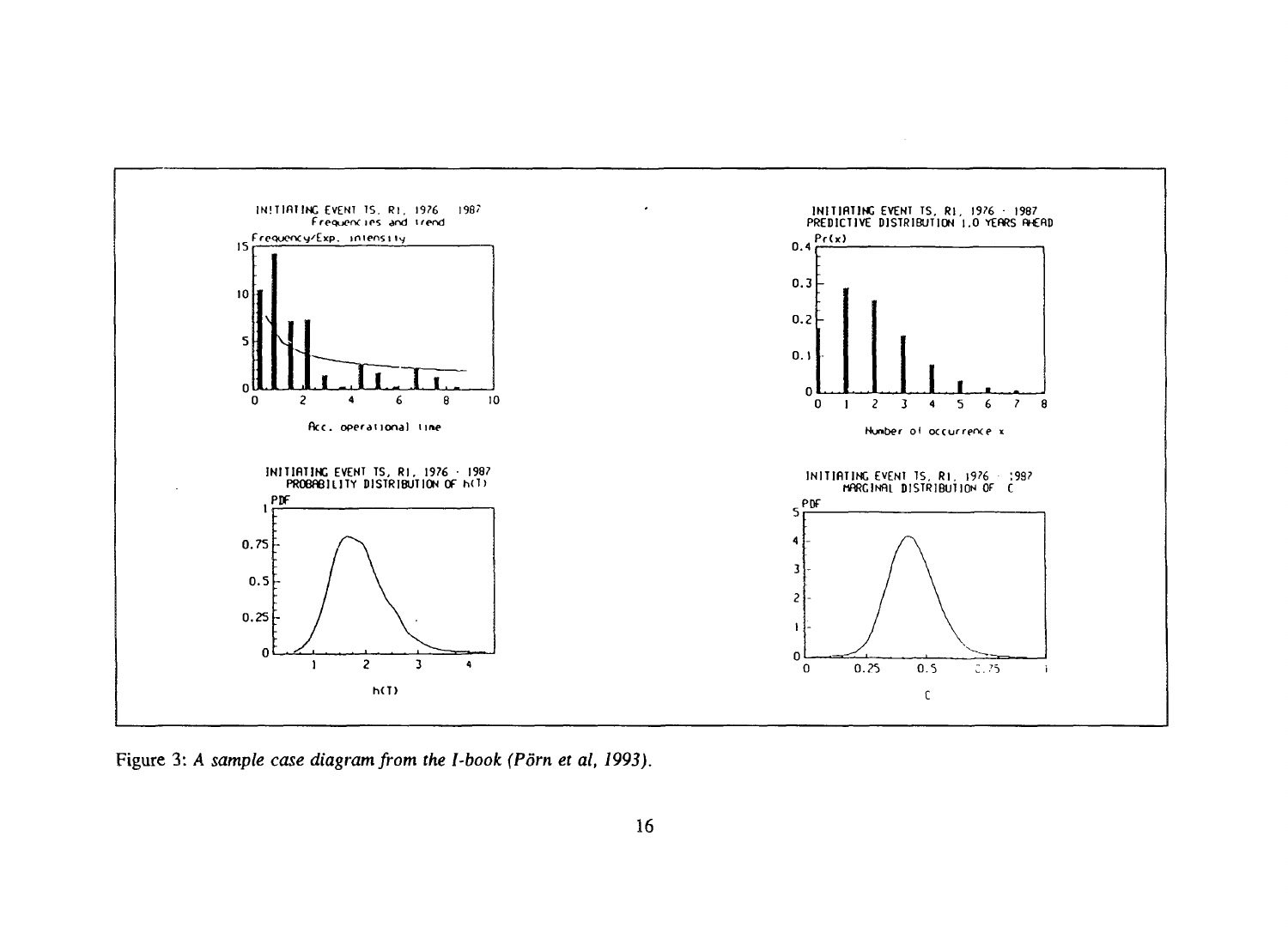INITIATING EVENT TS, R1, 1976 · 1987
Frequencies and trend
Frequency/Exp. intensity
15
10
5
0
0 2 4 6 8 10
Acc. operational time

INITIATING EVENT TS, R1, 1976 · 1987
PREDICTIVE DISTRIBUTION 1.0 YEARS AHEAD
Pr(x)
0.4
0.3
0.2
0.1
0
0 1 2 3 4 5 6 7 8
Number of occurrence x

INITIATING EVENT TS, R1, 1976 · 1987
PROBABILITY DISTRIBUTION OF h(T)
PDF
1
0.75
0.5
0.25
0
1 2 3 4
h(T)

INITIATING EVENT TS, R1, 1976 · 1987
MARGINAL DISTRIBUTION OF C
PDF
5
4
3
2
1
0
0 0.25 0.5 0.75 1
C

Figure 3: *A sample case diagram from the I-book (Pörn et al, 1993).*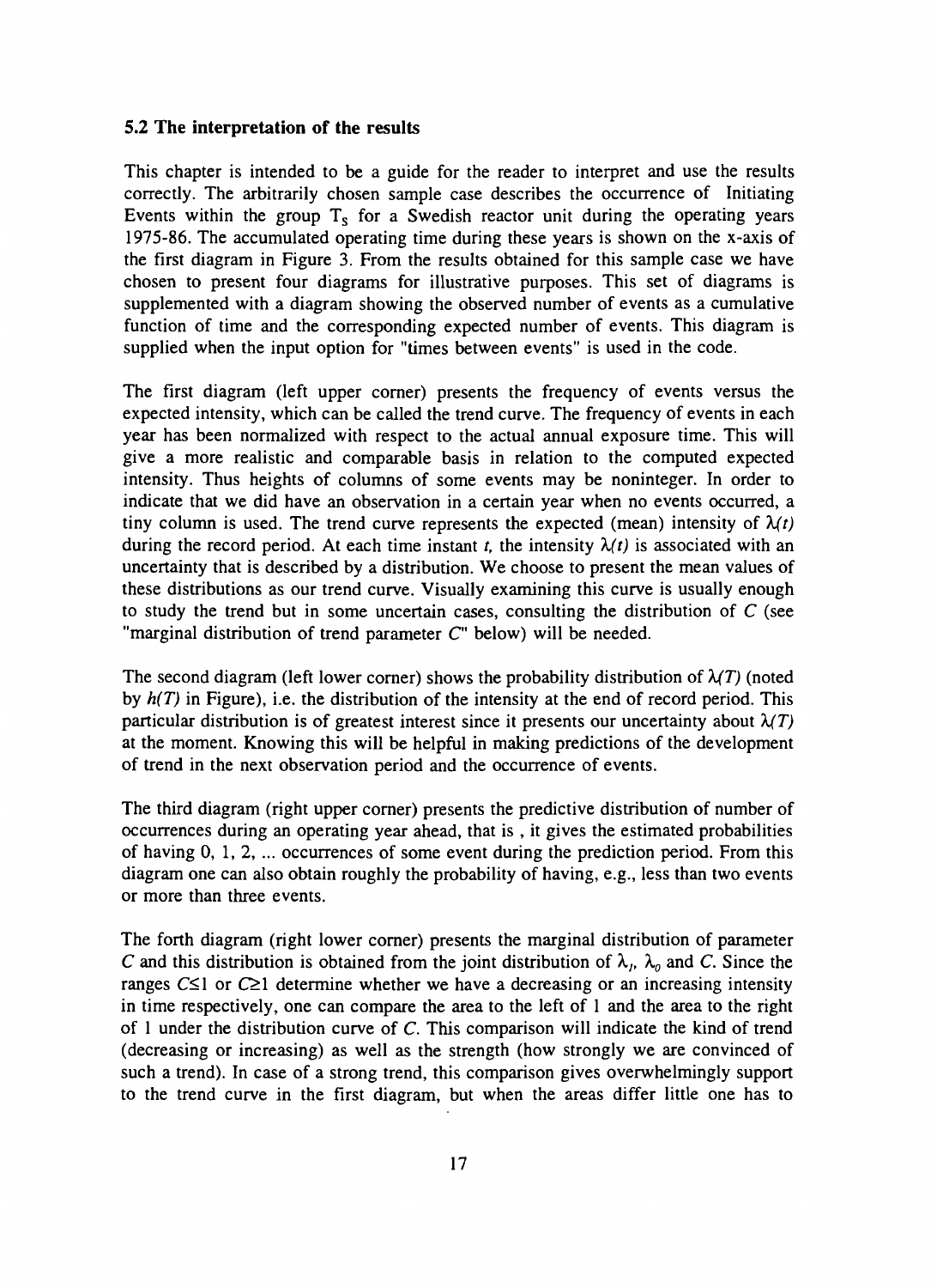### 5.2 The interpretation of the results

This chapter is intended to be a guide for the reader to interpret and use the results correctly. The arbitrarily chosen sample case describes the occurrence of Initiating Events within the group $T_S$ for a Swedish reactor unit during the operating years 1975-86. The accumulated operating time during these years is shown on the x-axis of the first diagram in Figure 3. From the results obtained for this sample case we have chosen to present four diagrams for illustrative purposes. This set of diagrams is supplemented with a diagram showing the observed number of events as a cumulative function of time and the corresponding expected number of events. This diagram is supplied when the input option for "times between events" is used in the code.

The first diagram (left upper corner) presents the frequency of events versus the expected intensity, which can be called the trend curve. The frequency of events in each year has been normalized with respect to the actual annual exposure time. This will give a more realistic and comparable basis in relation to the computed expected intensity. Thus heights of columns of some events may be noninteger. In order to indicate that we did have an observation in a certain year when no events occurred, a tiny column is used. The trend curve represents the expected (mean) intensity of $\lambda(t)$ during the record period. At each time instant $t$, the intensity $\lambda(t)$ is associated with an uncertainty that is described by a distribution. We choose to present the mean values of these distributions as our trend curve. Visually examining this curve is usually enough to study the trend but in some uncertain cases, consulting the distribution of $C$ (see "marginal distribution of trend parameter $C$" below) will be needed.

The second diagram (left lower corner) shows the probability distribution of $\lambda(T)$ (noted by $h(T)$ in Figure), i.e. the distribution of the intensity at the end of record period. This particular distribution is of greatest interest since it presents our uncertainty about $\lambda(T)$ at the moment. Knowing this will be helpful in making predictions of the development of trend in the next observation period and the occurrence of events.

The third diagram (right upper corner) presents the predictive distribution of number of occurrences during an operating year ahead, that is , it gives the estimated probabilities of having 0, 1, 2, ... occurrences of some event during the prediction period. From this diagram one can also obtain roughly the probability of having, e.g., less than two events or more than three events.

The forth diagram (right lower corner) presents the marginal distribution of parameter $C$ and this distribution is obtained from the joint distribution of $\lambda_1$, $\lambda_0$ and $C$. Since the ranges $C \leq 1$ or $C \geq 1$ determine whether we have a decreasing or an increasing intensity in time respectively, one can compare the area to the left of 1 and the area to the right of 1 under the distribution curve of $C$. This comparison will indicate the kind of trend (decreasing or increasing) as well as the strength (how strongly we are convinced of such a trend). In case of a strong trend, this comparison gives overwhelmingly support to the trend curve in the first diagram, but when the areas differ little one has to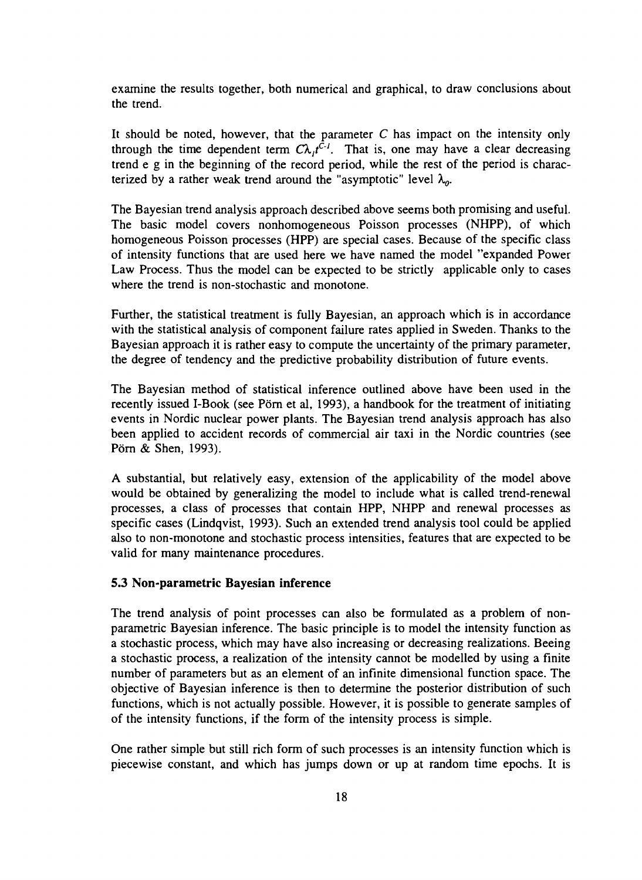examine the results together, both numerical and graphical, to draw conclusions about the trend.

It should be noted, however, that the parameter $C$ has impact on the intensity only through the time dependent term $C\lambda_1 t^{C-1}$. That is, one may have a clear decreasing trend e g in the beginning of the record period, while the rest of the period is characterized by a rather weak trend around the "asymptotic" level $\lambda_0$.

The Bayesian trend analysis approach described above seems both promising and useful. The basic model covers nonhomogeneous Poisson processes (NHPP), of which homogeneous Poisson processes (HPP) are special cases. Because of the specific class of intensity functions that are used here we have named the model "expanded Power Law Process. Thus the model can be expected to be strictly applicable only to cases where the trend is non-stochastic and monotone.

Further, the statistical treatment is fully Bayesian, an approach which is in accordance with the statistical analysis of component failure rates applied in Sweden. Thanks to the Bayesian approach it is rather easy to compute the uncertainty of the primary parameter, the degree of tendency and the predictive probability distribution of future events.

The Bayesian method of statistical inference outlined above have been used in the recently issued I-Book (see Pörn et al, 1993), a handbook for the treatment of initiating events in Nordic nuclear power plants. The Bayesian trend analysis approach has also been applied to accident records of commercial air taxi in the Nordic countries (see Pörn & Shen, 1993).

A substantial, but relatively easy, extension of the applicability of the model above would be obtained by generalizing the model to include what is called trend-renewal processes, a class of processes that contain HPP, NHPP and renewal processes as specific cases (Lindqvist, 1993). Such an extended trend analysis tool could be applied also to non-monotone and stochastic process intensities, features that are expected to be valid for many maintenance procedures.

### 5.3 Non-parametric Bayesian inference

The trend analysis of point processes can also be formulated as a problem of non-parametric Bayesian inference. The basic principle is to model the intensity function as a stochastic process, which may have also increasing or decreasing realizations. Beeing a stochastic process, a realization of the intensity cannot be modelled by using a finite number of parameters but as an element of an infinite dimensional function space. The objective of Bayesian inference is then to determine the posterior distribution of such functions, which is not actually possible. However, it is possible to generate samples of of the intensity functions, if the form of the intensity process is simple.

One rather simple but still rich form of such processes is an intensity function which is piecewise constant, and which has jumps down or up at random time epochs. It is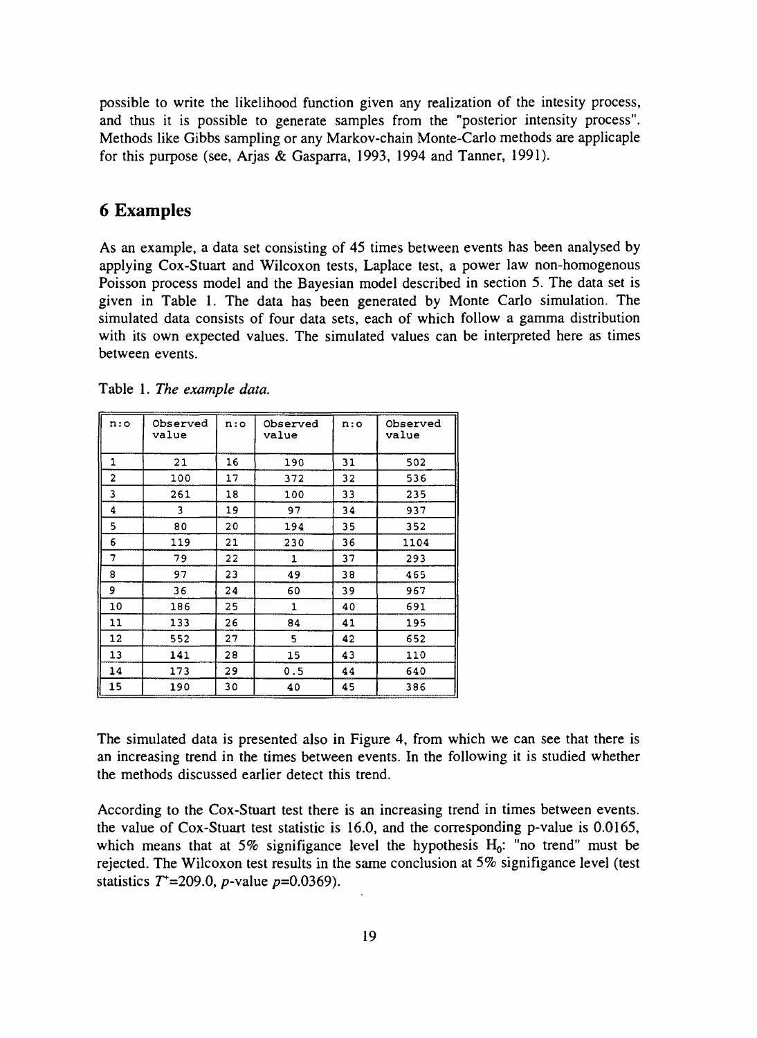possible to write the likelihood function given any realization of the intesity process, and thus it is possible to generate samples from the "posterior intensity process". Methods like Gibbs sampling or any Markov-chain Monte-Carlo methods are applicape for this purpose (see, Arjas & Gasparra, 1993, 1994 and Tanner, 1991).

## 6 Examples

As an example, a data set consisting of 45 times between events has been analysed by applying Cox-Stuart and Wilcoxon tests, Laplace test, a power law non-homogenous Poisson process model and the Bayesian model described in section 5. The data set is given in Table 1. The data has been generated by Monte Carlo simulation. The simulated data consists of four data sets, each of which follow a gamma distribution with its own expected values. The simulated values can be interpreted here as times between events.

Table 1. *The example data.*

| n:o | Observed value | n:o | Observed value | n:o | Observed value |
|---|---|---|---|---|---|
| 1 | 21 | 16 | 190 | 31 | 502 |
| 2 | 100 | 17 | 372 | 32 | 536 |
| 3 | 261 | 18 | 100 | 33 | 235 |
| 4 | 3 | 19 | 97 | 34 | 937 |
| 5 | 80 | 20 | 194 | 35 | 352 |
| 6 | 119 | 21 | 230 | 36 | 1104 |
| 7 | 79 | 22 | 1 | 37 | 293 |
| 8 | 97 | 23 | 49 | 38 | 465 |
| 9 | 36 | 24 | 60 | 39 | 967 |
| 10 | 186 | 25 | 1 | 40 | 691 |
| 11 | 133 | 26 | 84 | 41 | 195 |
| 12 | 552 | 27 | 5 | 42 | 652 |
| 13 | 141 | 28 | 15 | 43 | 110 |
| 14 | 173 | 29 | 0.5 | 44 | 640 |
| 15 | 190 | 30 | 40 | 45 | 386 |

The simulated data is presented also in Figure 4, from which we can see that there is an increasing trend in the times between events. In the following it is studied whether the methods discussed earlier detect this trend.

According to the Cox-Stuart test there is an increasing trend in times between events. the value of Cox-Stuart test statistic is 16.0, and the corresponding p-value is 0.0165, which means that at 5% signifigance level the hypothesis $H_0$: "no trend" must be rejected. The Wilcoxon test results in the same conclusion at 5% signifigance level (test statistics $T^{+}$=209.0, *p*-value *p*=0.0369).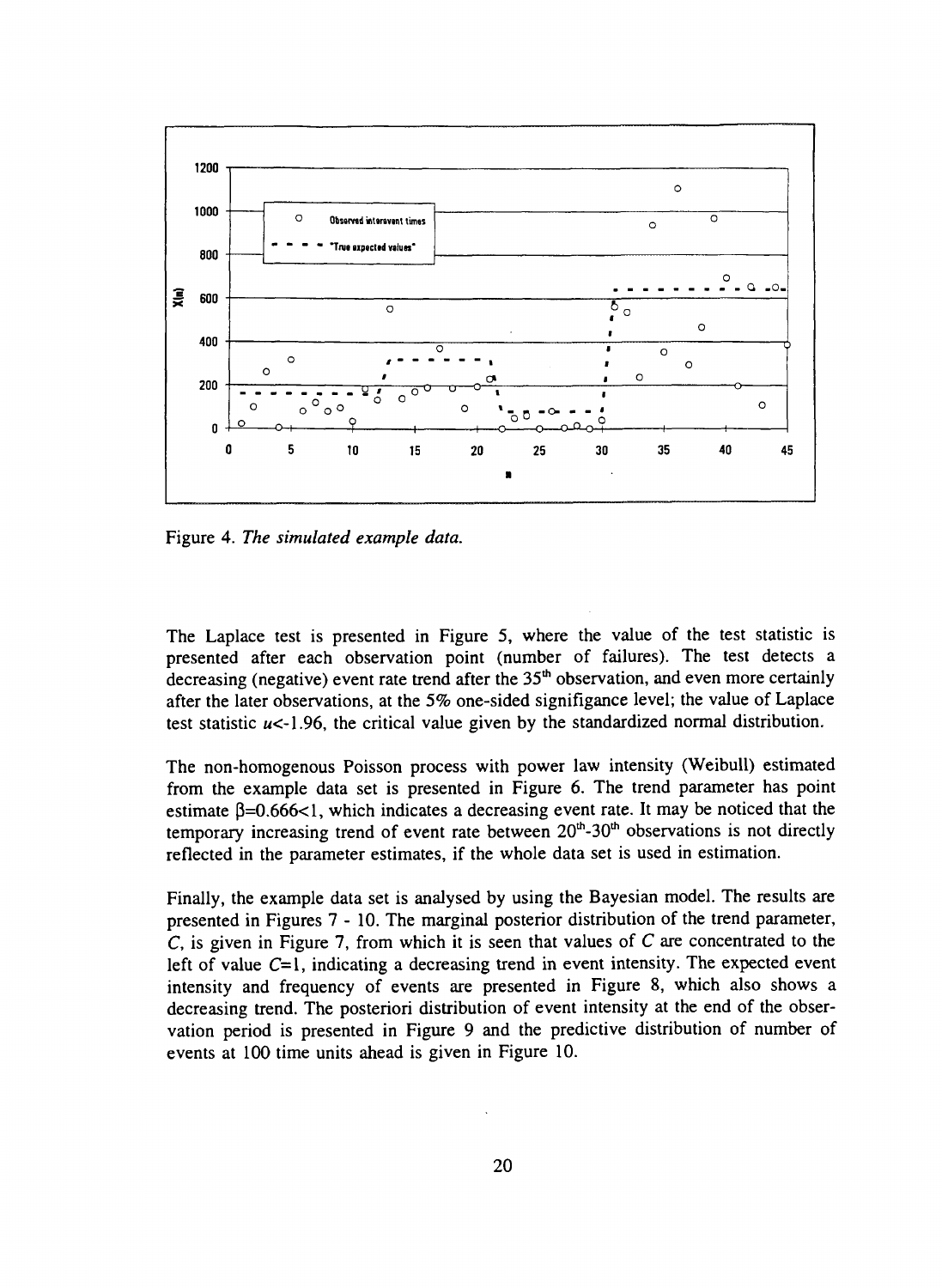1200

1000

800

600

400

200

0

X(n)

0 5 10 15 20 25 30 35 40 45

n

Observed interevent times

"True expected values"

Figure 4. *The simulated example data.*

The Laplace test is presented in Figure 5, where the value of the test statistic is presented after each observation point (number of failures). The test detects a decreasing (negative) event rate trend after the 35[th] observation, and even more certainly after the later observations, at the 5% one-sided signifigance level; the value of Laplace test statistic $u<-1.96$, the critical value given by the standardized normal distribution.

The non-homogenous Poisson process with power law intensity (Weibull) estimated from the example data set is presented in Figure 6. The trend parameter has point estimate $\beta=0.666<1$, which indicates a decreasing event rate. It may be noticed that the temporary increasing trend of event rate between 20[th]-30[th] observations is not directly reflected in the parameter estimates, if the whole data set is used in estimation.

Finally, the example data set is analysed by using the Bayesian model. The results are presented in Figures 7 - 10. The marginal posterior distribution of the trend parameter, $C$, is given in Figure 7, from which it is seen that values of $C$ are concentrated to the left of value $C=1$, indicating a decreasing trend in event intensity. The expected event intensity and frequency of events are presented in Figure 8, which also shows a decreasing trend. The posteriori distribution of event intensity at the end of the observation period is presented in Figure 9 and the predictive distribution of number of events at 100 time units ahead is given in Figure 10.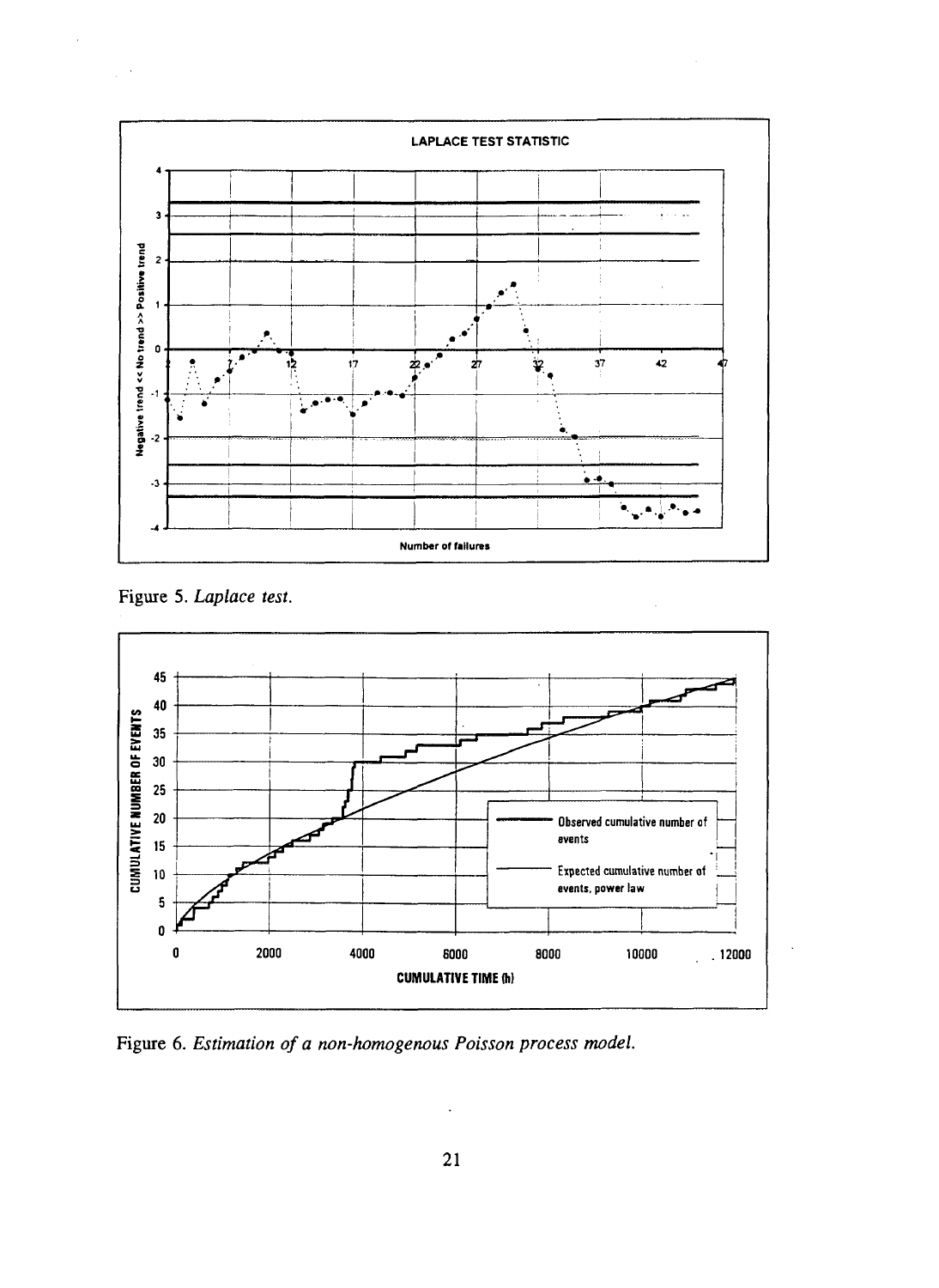LAPLACE TEST STATISTIC

Negative trend << No trend >> Positive trend

4
3
2
1
0
-1
-2
-3
-4

2 7 12 17 22 27 32 37 42 47

Number of failures

Figure 5. *Laplace test.*

CUMULATIVE NUMBER OF EVENTS

45
40
35
30
25
20
15
10
5
0

0 2000 4000 6000 8000 10000 12000

CUMULATIVE TIME (h)

Observed cumulative number of events

Expected cumulative number of events, power law

Figure 6. *Estimation of a non-homogenous Poisson process model.*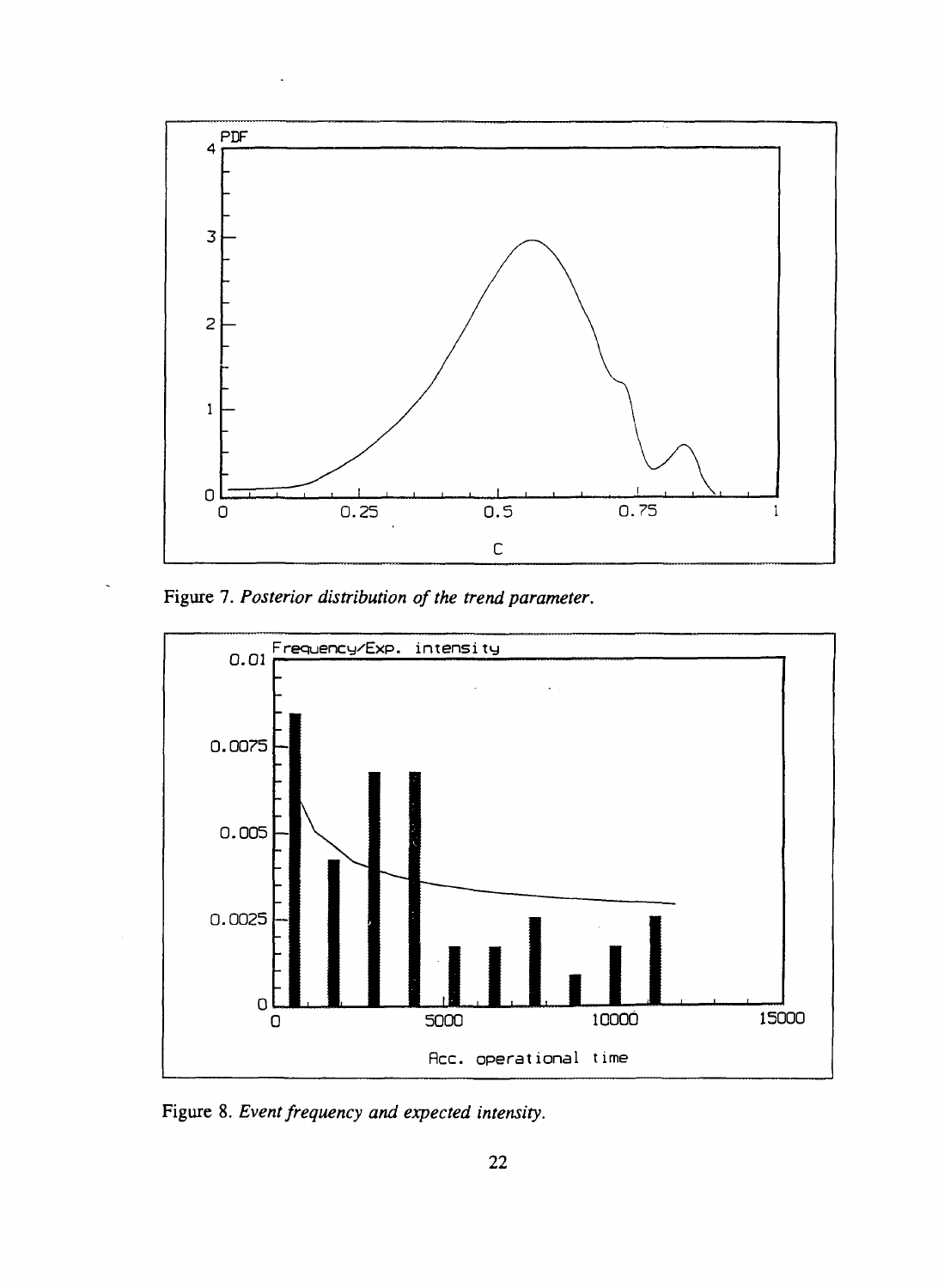PDF

4

3

2

1

0

0

0.25

0.5

0.75

1

C

Figure 7. *Posterior distribution of the trend parameter.*

Frequency/Exp. intensity

0.01

0.0075

0.005

0.0025

0

0

5000

10000

15000

Acc. operational time

Figure 8. *Event frequency and expected intensity.*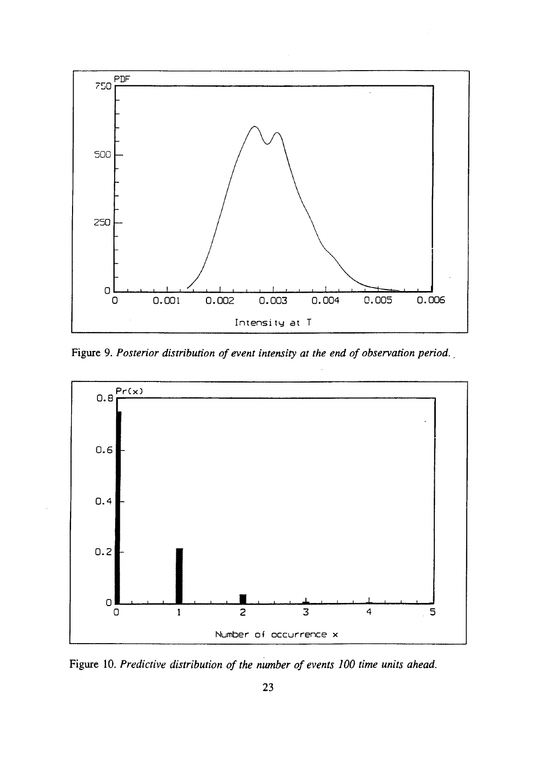Figure 9. *Posterior distribution of event intensity at the end of observation period.*

Figure 10. *Predictive distribution of the number of events 100 time units ahead.*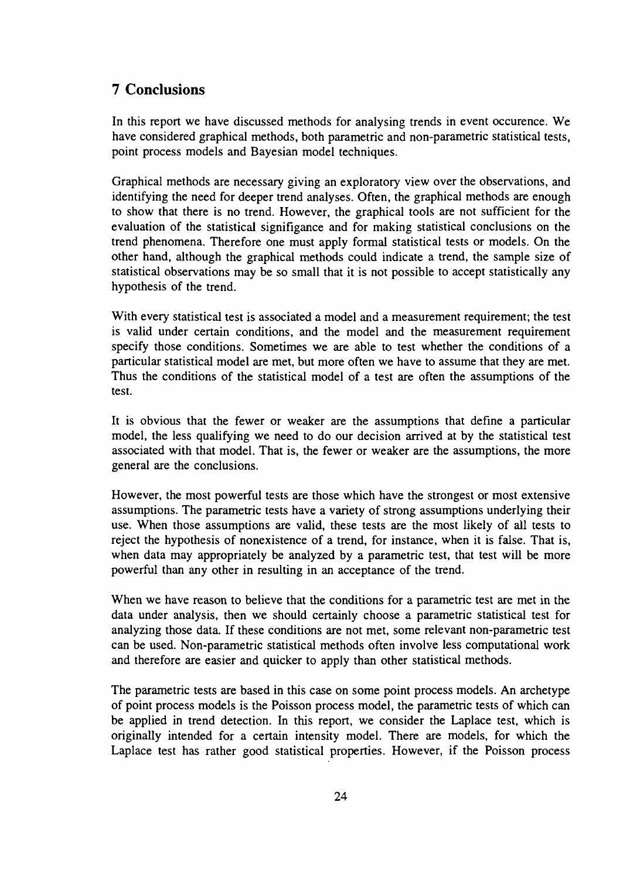# 7 Conclusions

In this report we have discussed methods for analysing trends in event occurence. We have considered graphical methods, both parametric and non-parametric statistical tests, point process models and Bayesian model techniques.

Graphical methods are necessary giving an exploratory view over the observations, and identifying the need for deeper trend analyses. Often, the graphical methods are enough to show that there is no trend. However, the graphical tools are not sufficient for the evaluation of the statistical signifigance and for making statistical conclusions on the trend phenomena. Therefore one must apply formal statistical tests or models. On the other hand, although the graphical methods could indicate a trend, the sample size of statistical observations may be so small that it is not possible to accept statistically any hypothesis of the trend.

With every statistical test is associated a model and a measurement requirement; the test is valid under certain conditions, and the model and the measurement requirement specify those conditions. Sometimes we are able to test whether the conditions of a particular statistical model are met, but more often we have to assume that they are met. Thus the conditions of the statistical model of a test are often the assumptions of the test.

It is obvious that the fewer or weaker are the assumptions that define a particular model, the less qualifying we need to do our decision arrived at by the statistical test associated with that model. That is, the fewer or weaker are the assumptions, the more general are the conclusions.

However, the most powerful tests are those which have the strongest or most extensive assumptions. The parametric tests have a variety of strong assumptions underlying their use. When those assumptions are valid, these tests are the most likely of all tests to reject the hypothesis of nonexistence of a trend, for instance, when it is false. That is, when data may appropriately be analyzed by a parametric test, that test will be more powerful than any other in resulting in an acceptance of the trend.

When we have reason to believe that the conditions for a parametric test are met in the data under analysis, then we should certainly choose a parametric statistical test for analyzing those data. If these conditions are not met, some relevant non-parametric test can be used. Non-parametric statistical methods often involve less computational work and therefore are easier and quicker to apply than other statistical methods.

The parametric tests are based in this case on some point process models. An archetype of point process models is the Poisson process model, the parametric tests of which can be applied in trend detection. In this report, we consider the Laplace test, which is originally intended for a certain intensity model. There are models, for which the Laplace test has rather good statistical properties. However, if the Poisson process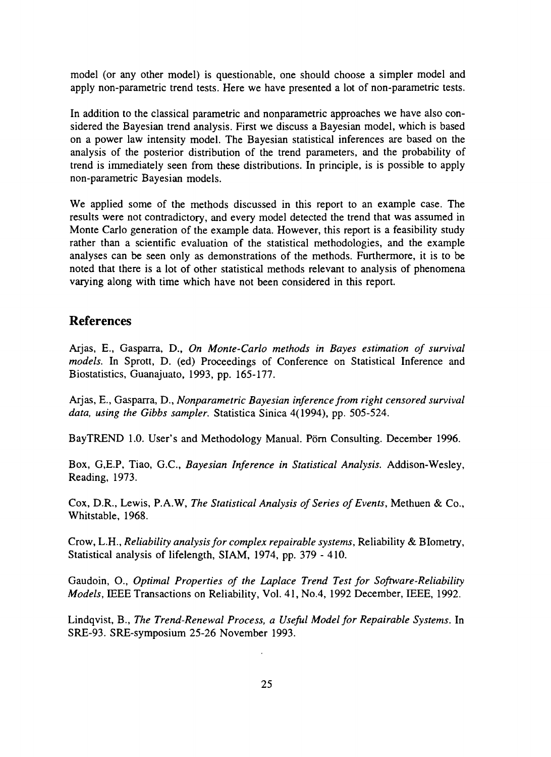model (or any other model) is questionable, one should choose a simpler model and apply non-parametric trend tests. Here we have presented a lot of non-parametric tests.

In addition to the classical parametric and nonparametric approaches we have also considered the Bayesian trend analysis. First we discuss a Bayesian model, which is based on a power law intensity model. The Bayesian statistical inferences are based on the analysis of the posterior distribution of the trend parameters, and the probability of trend is immediately seen from these distributions. In principle, is is possible to apply non-parametric Bayesian models.

We applied some of the methods discussed in this report to an example case. The results were not contradictory, and every model detected the trend that was assumed in Monte Carlo generation of the example data. However, this report is a feasibility study rather than a scientific evaluation of the statistical methodologies, and the example analyses can be seen only as demonstrations of the methods. Furthermore, it is to be noted that there is a lot of other statistical methods relevant to analysis of phenomena varying along with time which have not been considered in this report.

## References

Arjas, E., Gasparra, D., *On Monte-Carlo methods in Bayes estimation of survival models.* In Sprott, D. (ed) Proceedings of Conference on Statistical Inference and Biostatistics, Guanajuato, 1993, pp. 165-177.

Arjas, E., Gasparra, D., *Nonparametric Bayesian inference from right censored survival data, using the Gibbs sampler.* Statistica Sinica 4(1994), pp. 505-524.

BayTREND 1.0. User's and Methodology Manual. Pörn Consulting. December 1996.

Box, G,E.P, Tiao, G.C., *Bayesian Inference in Statistical Analysis.* Addison-Wesley, Reading, 1973.

Cox, D.R., Lewis, P.A.W, *The Statistical Analysis of Series of Events*, Methuen & Co., Whitstable, 1968.

Crow, L.H., *Reliability analysis for complex repairable systems*, Reliability & BIometry, Statistical analysis of lifelength, SIAM, 1974, pp. 379 - 410.

Gaudoin, O., *Optimal Properties of the Laplace Trend Test for Software-Reliability Models*, IEEE Transactions on Reliability, Vol. 41, No.4, 1992 December, IEEE, 1992.

Lindqvist, B., *The Trend-Renewal Process, a Useful Model for Repairable Systems.* In SRE-93. SRE-symposium 25-26 November 1993.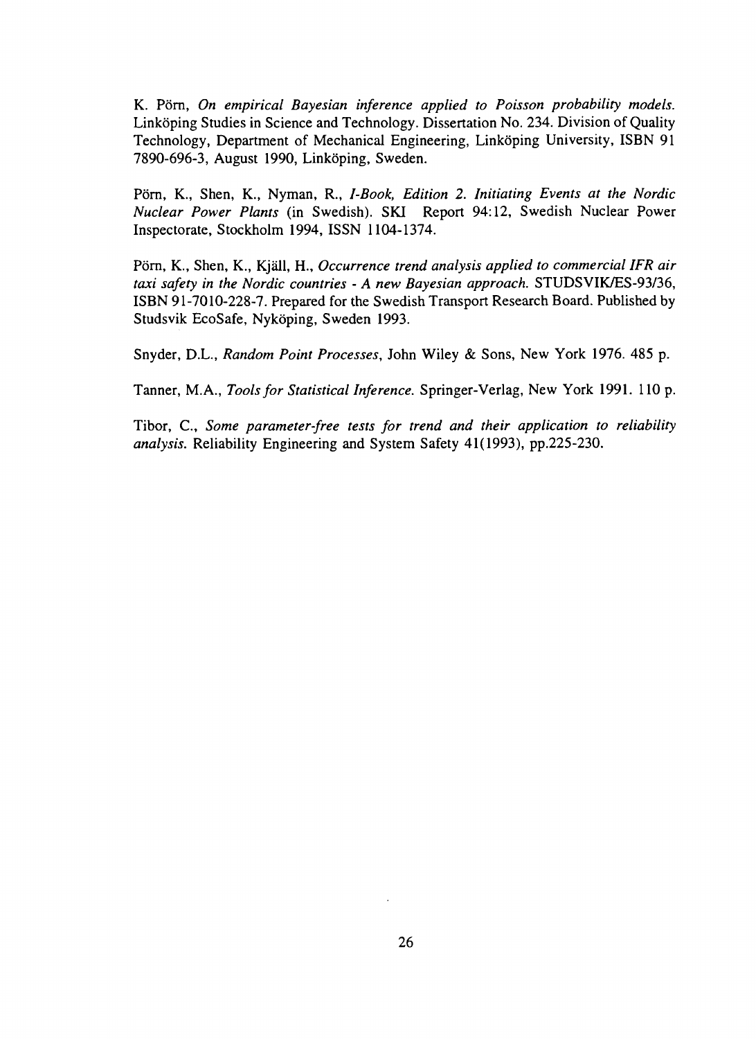K. Pörn, *On empirical Bayesian inference applied to Poisson probability models.* Linköping Studies in Science and Technology. Dissertation No. 234. Division of Quality Technology, Department of Mechanical Engineering, Linköping University, ISBN 91 7890-696-3, August 1990, Linköping, Sweden.

Pörn, K., Shen, K., Nyman, R., *I-Book, Edition 2. Initiating Events at the Nordic Nuclear Power Plants* (in Swedish). SKI Report 94:12, Swedish Nuclear Power Inspectorate, Stockholm 1994, ISSN 1104-1374.

Pörn, K., Shen, K., Kjäll, H., *Occurrence trend analysis applied to commercial IFR air taxi safety in the Nordic countries - A new Bayesian approach.* STUDSVIK/ES-93/36, ISBN 91-7010-228-7. Prepared for the Swedish Transport Research Board. Published by Studsvik EcoSafe, Nyköping, Sweden 1993.

Snyder, D.L., *Random Point Processes*, John Wiley & Sons, New York 1976. 485 p.

Tanner, M.A., *Tools for Statistical Inference.* Springer-Verlag, New York 1991. 110 p.

Tibor, C., *Some parameter-free tests for trend and their application to reliability analysis.* Reliability Engineering and System Safety 41(1993), pp.225-230.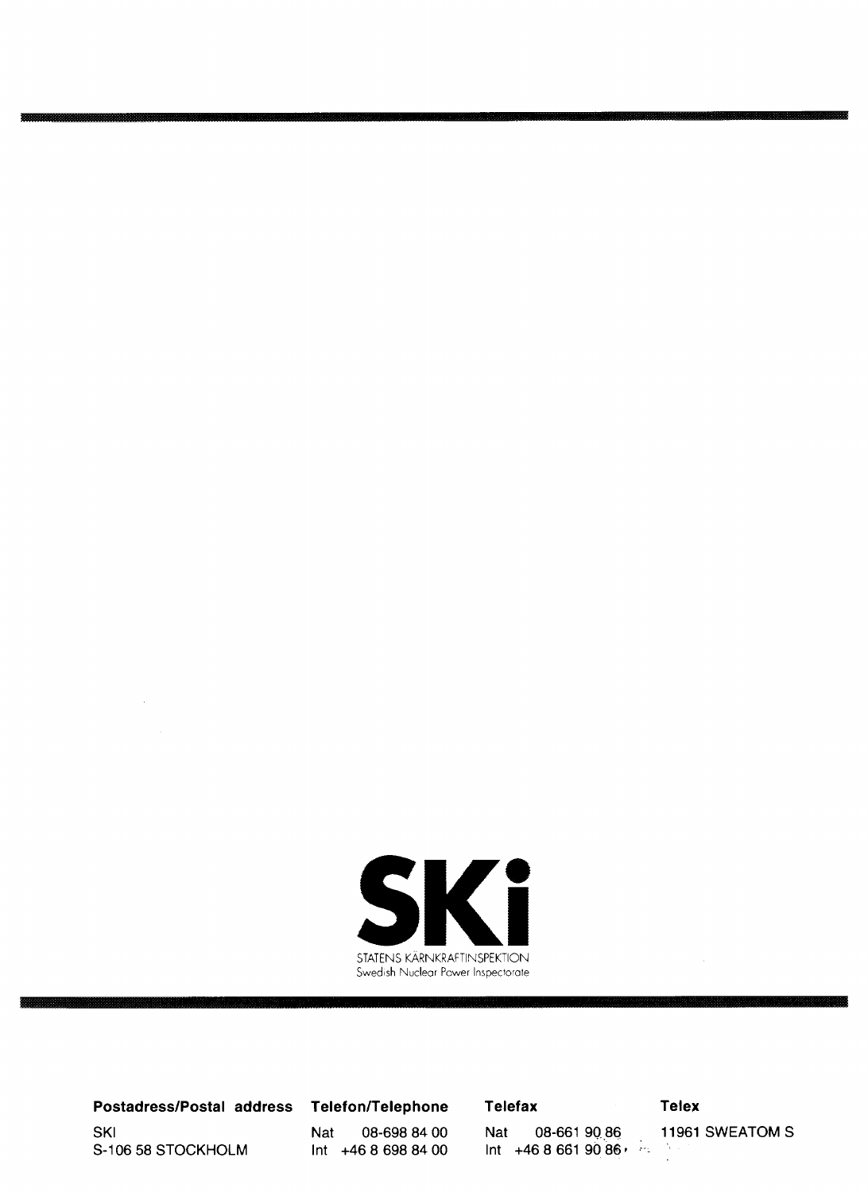**SKi**

STATENS KÄRNKRAFTINSPEKTION
Swedish Nuclear Power Inspectorate

| Postadress/Postal address | Telefon/Telephone | Telefax | Telex |
|---|---|---|---|
| SKI | Nat 08-698 84 00 | Nat 08-661 90 86 | 11961 SWEATOM S |
| S-106 58 STOCKHOLM | Int +46 8 698 84 00 | Int +46 8 661 90 86 | |